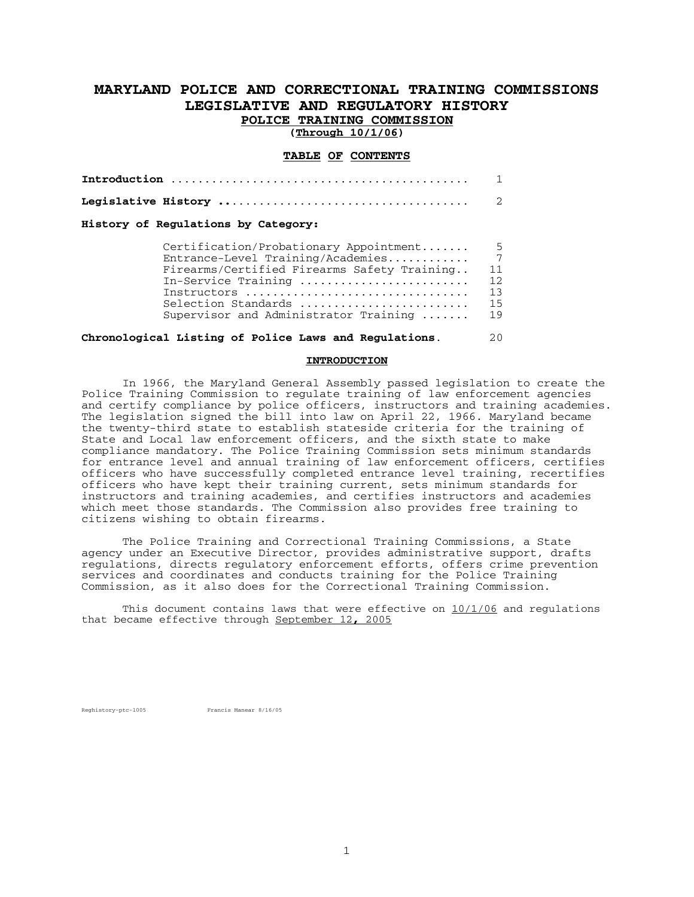# MARYLAND POLICE AND CORRECTIONAL TRAINING COMMISSIONS
# LEGISLATIVE AND REGULATORY HISTORY

## POLICE TRAINING COMMISSION

**(Through 10/1/06)**

### TABLE OF CONTENTS

| | |
|---|---|
| **Introduction** | 1 |
| **Legislative History** | 2 |
| **History of Regulations by Category:** | |
| Certification/Probationary Appointment | 5 |
| Entrance-Level Training/Academies | 7 |
| Firearms/Certified Firearms Safety Training | 11 |
| In-Service Training | 12 |
| Instructors | 13 |
| Selection Standards | 15 |
| Supervisor and Administrator Training | 19 |
| **Chronological Listing of Police Laws and Regulations.** | 20 |

### INTRODUCTION

In 1966, the Maryland General Assembly passed legislation to create the Police Training Commission to regulate training of law enforcement agencies and certify compliance by police officers, instructors and training academies. The legislation signed the bill into law on April 22, 1966. Maryland became the twenty-third state to establish stateside criteria for the training of State and Local law enforcement officers, and the sixth state to make compliance mandatory. The Police Training Commission sets minimum standards for entrance level and annual training of law enforcement officers, certifies officers who have successfully completed entrance level training, recertifies officers who have kept their training current, sets minimum standards for instructors and training academies, and certifies instructors and academies which meet those standards. The Commission also provides free training to citizens wishing to obtain firearms.

The Police Training and Correctional Training Commissions, a State agency under an Executive Director, provides administrative support, drafts regulations, directs regulatory enforcement efforts, offers crime prevention services and coordinates and conducts training for the Police Training Commission, as it also does for the Correctional Training Commission.

This document contains laws that were effective on 10/1/06 and regulations that became effective through September 12, 2005

Reghistory-ptc-1005 Francis Manear 8/16/05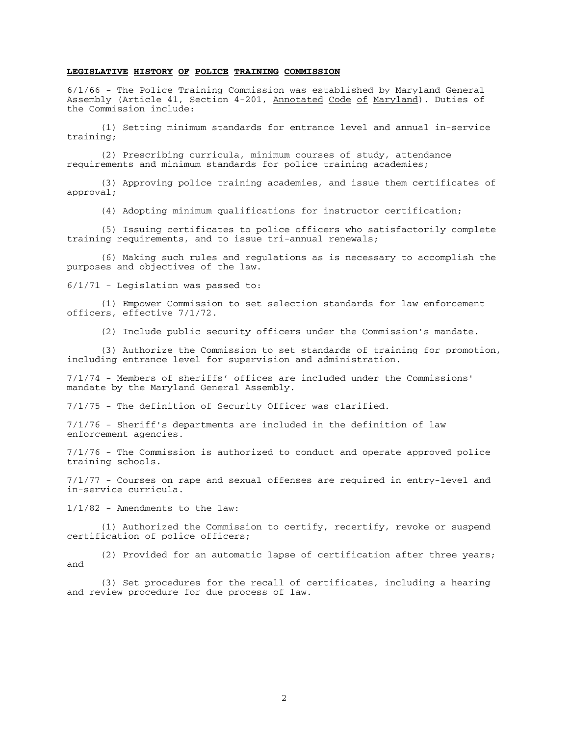## LEGISLATIVE HISTORY OF POLICE TRAINING COMMISSION

6/1/66 - The Police Training Commission was established by Maryland General Assembly (Article 41, Section 4-201, Annotated Code of Maryland). Duties of the Commission include:

(1) Setting minimum standards for entrance level and annual in-service training;

(2) Prescribing curricula, minimum courses of study, attendance requirements and minimum standards for police training academies;

(3) Approving police training academies, and issue them certificates of approval;

(4) Adopting minimum qualifications for instructor certification;

(5) Issuing certificates to police officers who satisfactorily complete training requirements, and to issue tri-annual renewals;

(6) Making such rules and regulations as is necessary to accomplish the purposes and objectives of the law.

6/1/71 - Legislation was passed to:

(1) Empower Commission to set selection standards for law enforcement officers, effective 7/1/72.

(2) Include public security officers under the Commission's mandate.

(3) Authorize the Commission to set standards of training for promotion, including entrance level for supervision and administration.

7/1/74 - Members of sheriffs' offices are included under the Commissions' mandate by the Maryland General Assembly.

7/1/75 - The definition of Security Officer was clarified.

7/1/76 - Sheriff's departments are included in the definition of law enforcement agencies.

7/1/76 - The Commission is authorized to conduct and operate approved police training schools.

7/1/77 - Courses on rape and sexual offenses are required in entry-level and in-service curricula.

1/1/82 - Amendments to the law:

(1) Authorized the Commission to certify, recertify, revoke or suspend certification of police officers;

(2) Provided for an automatic lapse of certification after three years; and

(3) Set procedures for the recall of certificates, including a hearing and review procedure for due process of law.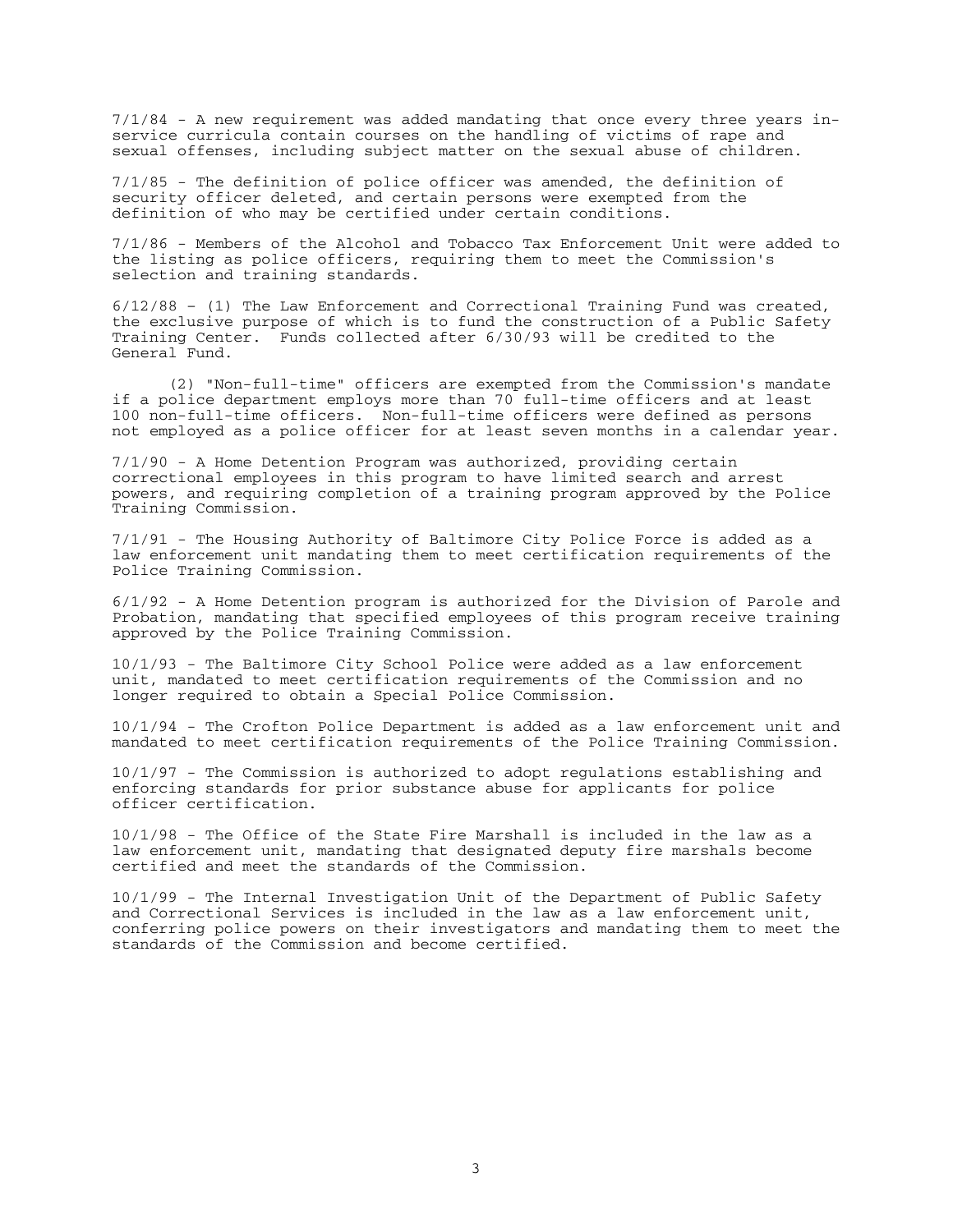7/1/84 - A new requirement was added mandating that once every three years in-service curricula contain courses on the handling of victims of rape and sexual offenses, including subject matter on the sexual abuse of children.

7/1/85 - The definition of police officer was amended, the definition of security officer deleted, and certain persons were exempted from the definition of who may be certified under certain conditions.

7/1/86 - Members of the Alcohol and Tobacco Tax Enforcement Unit were added to the listing as police officers, requiring them to meet the Commission's selection and training standards.

6/12/88 – (1) The Law Enforcement and Correctional Training Fund was created, the exclusive purpose of which is to fund the construction of a Public Safety Training Center. Funds collected after 6/30/93 will be credited to the General Fund.

(2) "Non-full-time" officers are exempted from the Commission's mandate if a police department employs more than 70 full-time officers and at least 100 non-full-time officers. Non-full-time officers were defined as persons not employed as a police officer for at least seven months in a calendar year.

7/1/90 - A Home Detention Program was authorized, providing certain correctional employees in this program to have limited search and arrest powers, and requiring completion of a training program approved by the Police Training Commission.

7/1/91 - The Housing Authority of Baltimore City Police Force is added as a law enforcement unit mandating them to meet certification requirements of the Police Training Commission.

6/1/92 - A Home Detention program is authorized for the Division of Parole and Probation, mandating that specified employees of this program receive training approved by the Police Training Commission.

10/1/93 - The Baltimore City School Police were added as a law enforcement unit, mandated to meet certification requirements of the Commission and no longer required to obtain a Special Police Commission.

10/1/94 - The Crofton Police Department is added as a law enforcement unit and mandated to meet certification requirements of the Police Training Commission.

10/1/97 - The Commission is authorized to adopt regulations establishing and enforcing standards for prior substance abuse for applicants for police officer certification.

10/1/98 - The Office of the State Fire Marshall is included in the law as a law enforcement unit, mandating that designated deputy fire marshals become certified and meet the standards of the Commission.

10/1/99 - The Internal Investigation Unit of the Department of Public Safety and Correctional Services is included in the law as a law enforcement unit, conferring police powers on their investigators and mandating them to meet the standards of the Commission and become certified.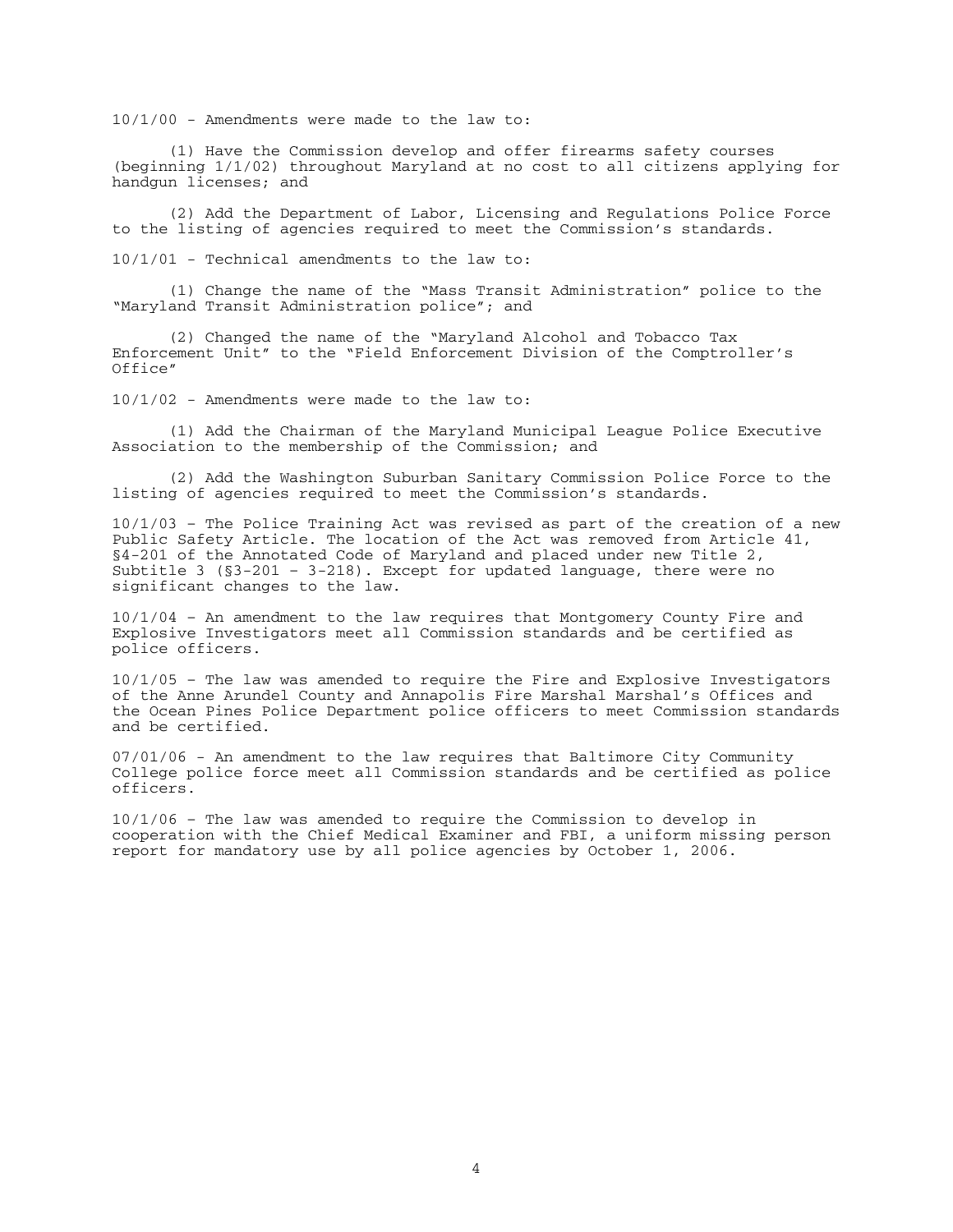10/1/00 - Amendments were made to the law to:

(1) Have the Commission develop and offer firearms safety courses (beginning 1/1/02) throughout Maryland at no cost to all citizens applying for handgun licenses; and

(2) Add the Department of Labor, Licensing and Regulations Police Force to the listing of agencies required to meet the Commission's standards.

10/1/01 - Technical amendments to the law to:

(1) Change the name of the "Mass Transit Administration" police to the "Maryland Transit Administration police"; and

(2) Changed the name of the "Maryland Alcohol and Tobacco Tax Enforcement Unit" to the "Field Enforcement Division of the Comptroller's Office"

10/1/02 - Amendments were made to the law to:

(1) Add the Chairman of the Maryland Municipal League Police Executive Association to the membership of the Commission; and

(2) Add the Washington Suburban Sanitary Commission Police Force to the listing of agencies required to meet the Commission's standards.

10/1/03 – The Police Training Act was revised as part of the creation of a new Public Safety Article. The location of the Act was removed from Article 41, §4-201 of the Annotated Code of Maryland and placed under new Title 2, Subtitle 3 (§3-201 – 3-218). Except for updated language, there were no significant changes to the law.

10/1/04 – An amendment to the law requires that Montgomery County Fire and Explosive Investigators meet all Commission standards and be certified as police officers.

10/1/05 – The law was amended to require the Fire and Explosive Investigators of the Anne Arundel County and Annapolis Fire Marshal Marshal's Offices and the Ocean Pines Police Department police officers to meet Commission standards and be certified.

07/01/06 - An amendment to the law requires that Baltimore City Community College police force meet all Commission standards and be certified as police officers.

10/1/06 – The law was amended to require the Commission to develop in cooperation with the Chief Medical Examiner and FBI, a uniform missing person report for mandatory use by all police agencies by October 1, 2006.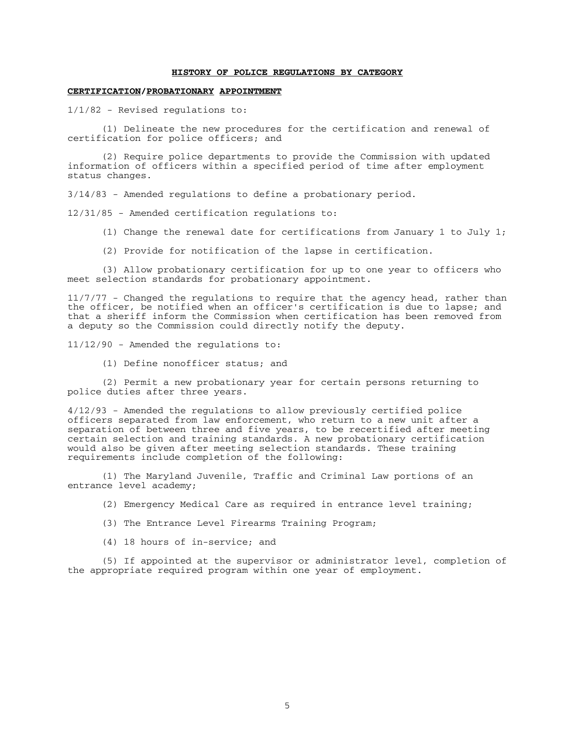**HISTORY OF POLICE REGULATIONS BY CATEGORY**

**CERTIFICATION/PROBATIONARY APPOINTMENT**

1/1/82 - Revised regulations to:

(1) Delineate the new procedures for the certification and renewal of certification for police officers; and

(2) Require police departments to provide the Commission with updated information of officers within a specified period of time after employment status changes.

3/14/83 - Amended regulations to define a probationary period.

12/31/85 - Amended certification regulations to:

(1) Change the renewal date for certifications from January 1 to July 1;

(2) Provide for notification of the lapse in certification.

(3) Allow probationary certification for up to one year to officers who meet selection standards for probationary appointment.

11/7/77 - Changed the regulations to require that the agency head, rather than the officer, be notified when an officer's certification is due to lapse; and that a sheriff inform the Commission when certification has been removed from a deputy so the Commission could directly notify the deputy.

11/12/90 - Amended the regulations to:

(1) Define nonofficer status; and

(2) Permit a new probationary year for certain persons returning to police duties after three years.

4/12/93 - Amended the regulations to allow previously certified police officers separated from law enforcement, who return to a new unit after a separation of between three and five years, to be recertified after meeting certain selection and training standards. A new probationary certification would also be given after meeting selection standards. These training requirements include completion of the following:

(1) The Maryland Juvenile, Traffic and Criminal Law portions of an entrance level academy;

(2) Emergency Medical Care as required in entrance level training;

(3) The Entrance Level Firearms Training Program;

(4) 18 hours of in-service; and

(5) If appointed at the supervisor or administrator level, completion of the appropriate required program within one year of employment.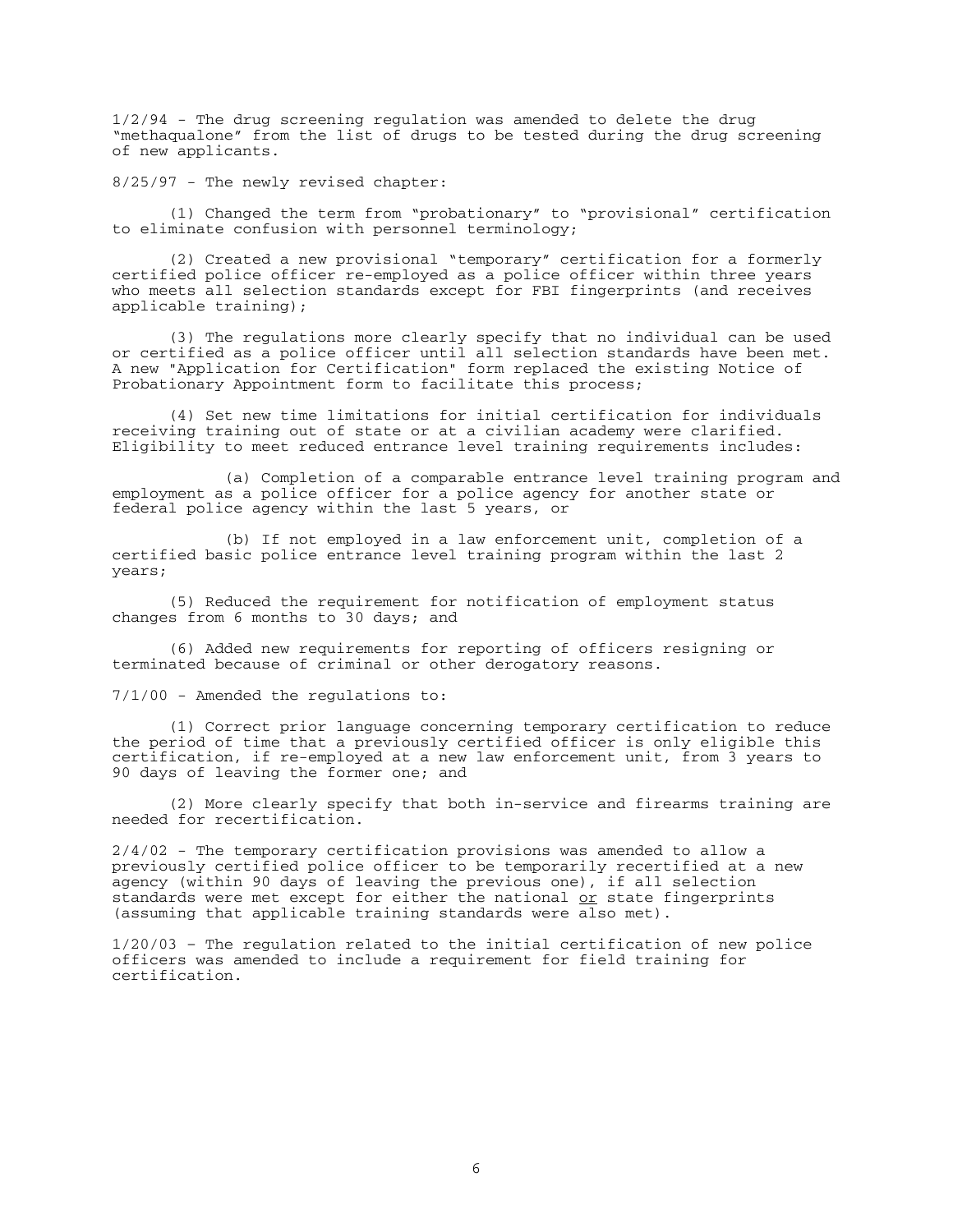1/2/94 - The drug screening regulation was amended to delete the drug "methaqualone" from the list of drugs to be tested during the drug screening of new applicants.

8/25/97 - The newly revised chapter:

(1) Changed the term from "probationary" to "provisional" certification to eliminate confusion with personnel terminology;

(2) Created a new provisional "temporary" certification for a formerly certified police officer re-employed as a police officer within three years who meets all selection standards except for FBI fingerprints (and receives applicable training);

(3) The regulations more clearly specify that no individual can be used or certified as a police officer until all selection standards have been met. A new "Application for Certification" form replaced the existing Notice of Probationary Appointment form to facilitate this process;

(4) Set new time limitations for initial certification for individuals receiving training out of state or at a civilian academy were clarified. Eligibility to meet reduced entrance level training requirements includes:

(a) Completion of a comparable entrance level training program and employment as a police officer for a police agency for another state or federal police agency within the last 5 years, or

(b) If not employed in a law enforcement unit, completion of a certified basic police entrance level training program within the last 2 years;

(5) Reduced the requirement for notification of employment status changes from 6 months to 30 days; and

(6) Added new requirements for reporting of officers resigning or terminated because of criminal or other derogatory reasons.

7/1/00 - Amended the regulations to:

(1) Correct prior language concerning temporary certification to reduce the period of time that a previously certified officer is only eligible this certification, if re-employed at a new law enforcement unit, from 3 years to 90 days of leaving the former one; and

(2) More clearly specify that both in-service and firearms training are needed for recertification.

2/4/02 - The temporary certification provisions was amended to allow a previously certified police officer to be temporarily recertified at a new agency (within 90 days of leaving the previous one), if all selection standards were met except for either the national <u>or</u> state fingerprints (assuming that applicable training standards were also met).

1/20/03 – The regulation related to the initial certification of new police officers was amended to include a requirement for field training for certification.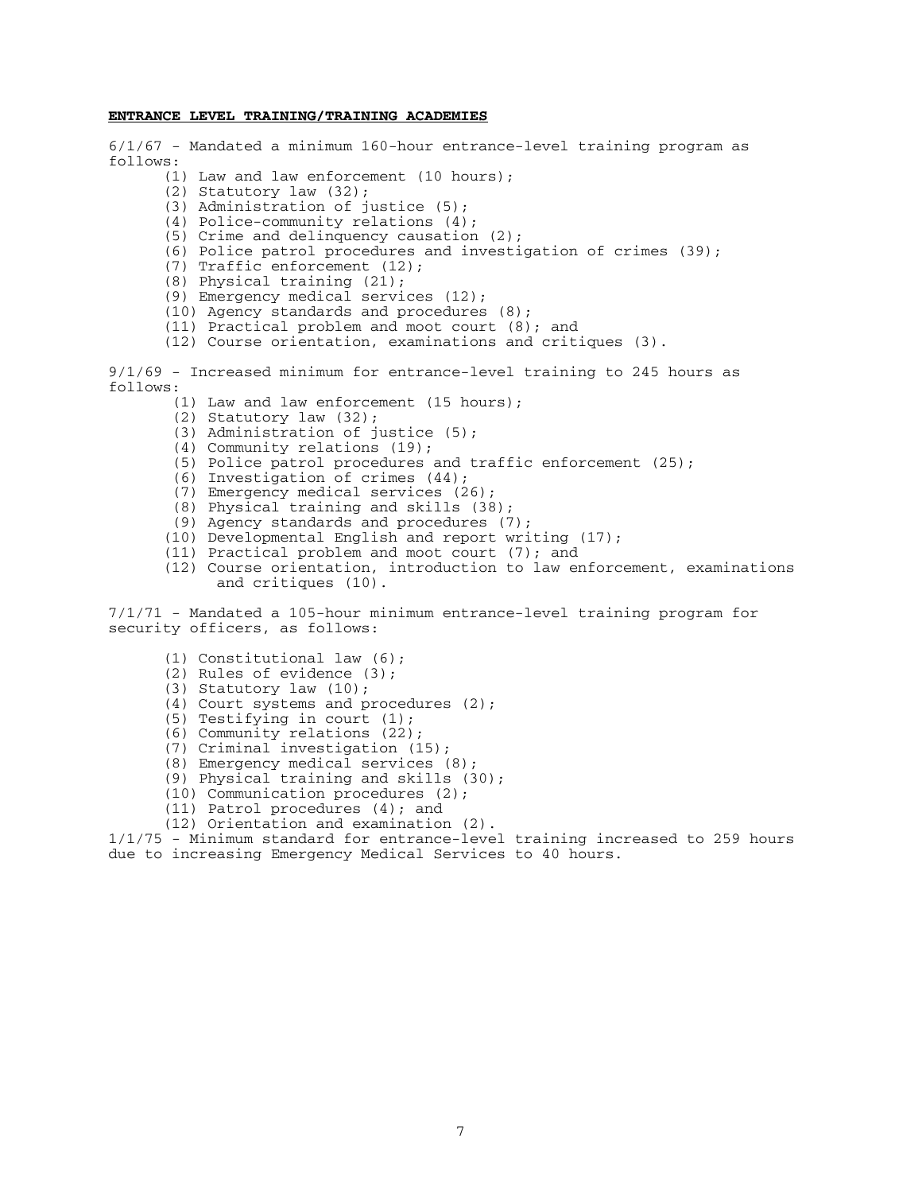**ENTRANCE LEVEL TRAINING/TRAINING ACADEMIES**

6/1/67 - Mandated a minimum 160-hour entrance-level training program as follows:

(1) Law and law enforcement (10 hours);
(2) Statutory law (32);
(3) Administration of justice (5);
(4) Police-community relations (4);
(5) Crime and delinquency causation (2);
(6) Police patrol procedures and investigation of crimes (39);
(7) Traffic enforcement (12);
(8) Physical training (21);
(9) Emergency medical services (12);
(10) Agency standards and procedures (8);
(11) Practical problem and moot court (8); and
(12) Course orientation, examinations and critiques (3).

9/1/69 - Increased minimum for entrance-level training to 245 hours as follows:

(1) Law and law enforcement (15 hours);
(2) Statutory law (32);
(3) Administration of justice (5);
(4) Community relations (19);
(5) Police patrol procedures and traffic enforcement (25);
(6) Investigation of crimes (44);
(7) Emergency medical services (26);
(8) Physical training and skills (38);
(9) Agency standards and procedures (7);
(10) Developmental English and report writing (17);
(11) Practical problem and moot court (7); and
(12) Course orientation, introduction to law enforcement, examinations and critiques (10).

7/1/71 - Mandated a 105-hour minimum entrance-level training program for security officers, as follows:

(1) Constitutional law (6);
(2) Rules of evidence (3);
(3) Statutory law (10);
(4) Court systems and procedures (2);
(5) Testifying in court (1);
(6) Community relations (22);
(7) Criminal investigation (15);
(8) Emergency medical services (8);
(9) Physical training and skills (30);
(10) Communication procedures (2);
(11) Patrol procedures (4); and
(12) Orientation and examination (2).

1/1/75 - Minimum standard for entrance-level training increased to 259 hours due to increasing Emergency Medical Services to 40 hours.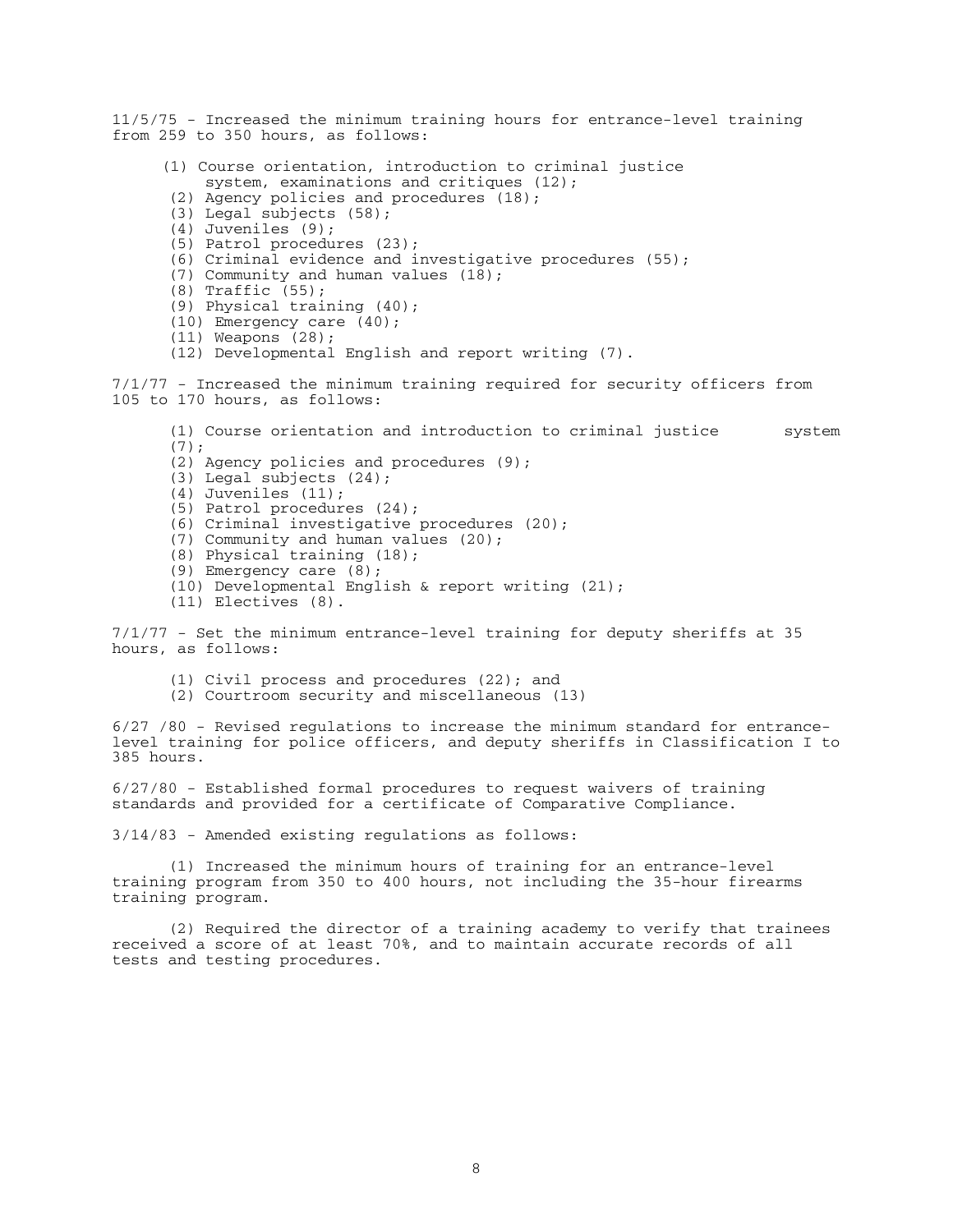11/5/75 - Increased the minimum training hours for entrance-level training from 259 to 350 hours, as follows:

(1) Course orientation, introduction to criminal justice system, examinations and critiques (12);
(2) Agency policies and procedures (18);
(3) Legal subjects (58);
(4) Juveniles (9);
(5) Patrol procedures (23);
(6) Criminal evidence and investigative procedures (55);
(7) Community and human values (18);
(8) Traffic (55);
(9) Physical training (40);
(10) Emergency care (40);
(11) Weapons (28);
(12) Developmental English and report writing (7).

7/1/77 - Increased the minimum training required for security officers from 105 to 170 hours, as follows:

(1) Course orientation and introduction to criminal justice system (7);
(2) Agency policies and procedures (9);
(3) Legal subjects (24);
(4) Juveniles (11);
(5) Patrol procedures (24);
(6) Criminal investigative procedures (20);
(7) Community and human values (20);
(8) Physical training (18);
(9) Emergency care (8);
(10) Developmental English & report writing (21);
(11) Electives (8).

7/1/77 - Set the minimum entrance-level training for deputy sheriffs at 35 hours, as follows:

(1) Civil process and procedures (22); and
(2) Courtroom security and miscellaneous (13)

6/27 /80 - Revised regulations to increase the minimum standard for entrance-level training for police officers, and deputy sheriffs in Classification I to 385 hours.

6/27/80 - Established formal procedures to request waivers of training standards and provided for a certificate of Comparative Compliance.

3/14/83 - Amended existing regulations as follows:

(1) Increased the minimum hours of training for an entrance-level training program from 350 to 400 hours, not including the 35-hour firearms training program.

(2) Required the director of a training academy to verify that trainees received a score of at least 70%, and to maintain accurate records of all tests and testing procedures.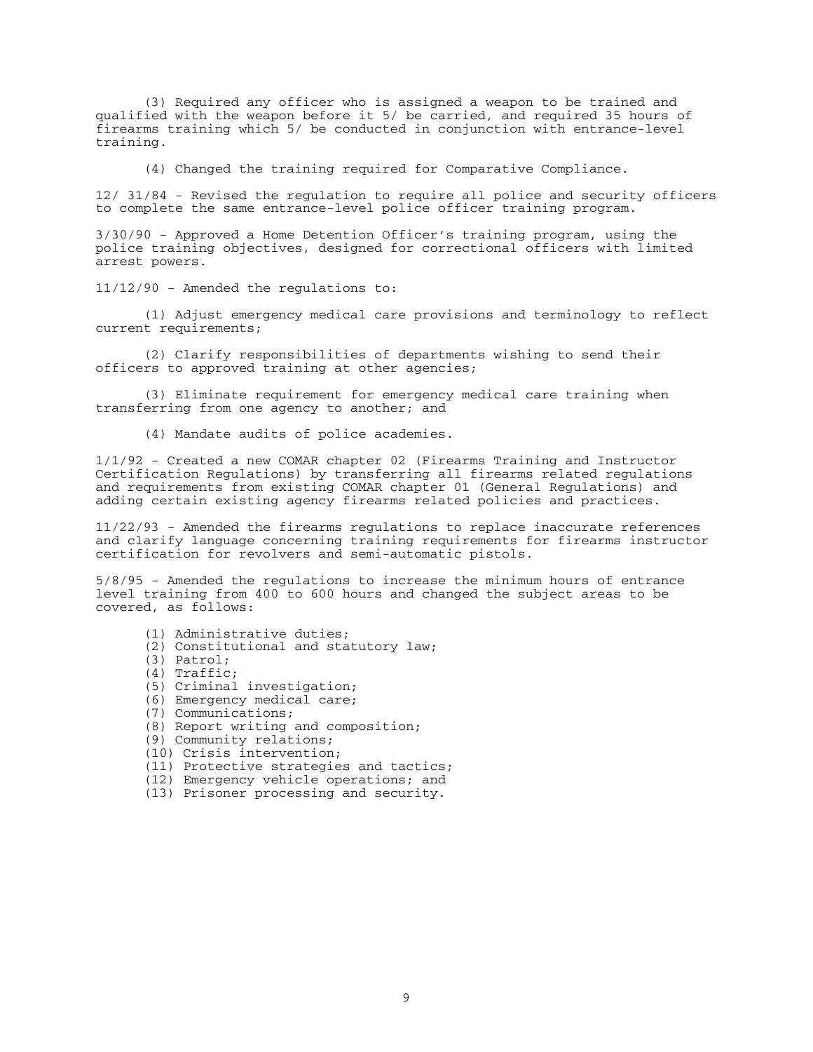(3) Required any officer who is assigned a weapon to be trained and qualified with the weapon before it 5/ be carried, and required 35 hours of firearms training which 5/ be conducted in conjunction with entrance-level training.

(4) Changed the training required for Comparative Compliance.

12/ 31/84 - Revised the regulation to require all police and security officers to complete the same entrance-level police officer training program.

3/30/90 - Approved a Home Detention Officer's training program, using the police training objectives, designed for correctional officers with limited arrest powers.

11/12/90 - Amended the regulations to:

(1) Adjust emergency medical care provisions and terminology to reflect current requirements;

(2) Clarify responsibilities of departments wishing to send their officers to approved training at other agencies;

(3) Eliminate requirement for emergency medical care training when transferring from one agency to another; and

(4) Mandate audits of police academies.

1/1/92 - Created a new COMAR chapter 02 (Firearms Training and Instructor Certification Regulations) by transferring all firearms related regulations and requirements from existing COMAR chapter 01 (General Regulations) and adding certain existing agency firearms related policies and practices.

11/22/93 - Amended the firearms regulations to replace inaccurate references and clarify language concerning training requirements for firearms instructor certification for revolvers and semi-automatic pistols.

5/8/95 - Amended the regulations to increase the minimum hours of entrance level training from 400 to 600 hours and changed the subject areas to be covered, as follows:

(1) Administrative duties;
(2) Constitutional and statutory law;
(3) Patrol;
(4) Traffic;
(5) Criminal investigation;
(6) Emergency medical care;
(7) Communications;
(8) Report writing and composition;
(9) Community relations;
(10) Crisis intervention;
(11) Protective strategies and tactics;
(12) Emergency vehicle operations; and
(13) Prisoner processing and security.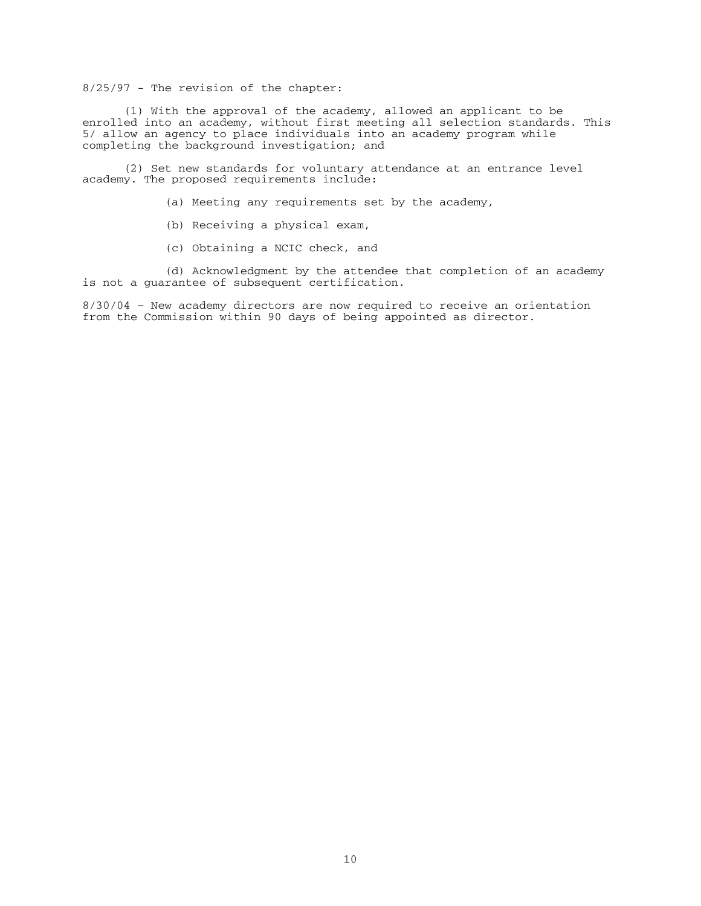8/25/97 - The revision of the chapter:

(1) With the approval of the academy, allowed an applicant to be enrolled into an academy, without first meeting all selection standards. This 5/ allow an agency to place individuals into an academy program while completing the background investigation; and

(2) Set new standards for voluntary attendance at an entrance level academy. The proposed requirements include:

(a) Meeting any requirements set by the academy,

(b) Receiving a physical exam,

(c) Obtaining a NCIC check, and

(d) Acknowledgment by the attendee that completion of an academy is not a guarantee of subsequent certification.

8/30/04 – New academy directors are now required to receive an orientation from the Commission within 90 days of being appointed as director.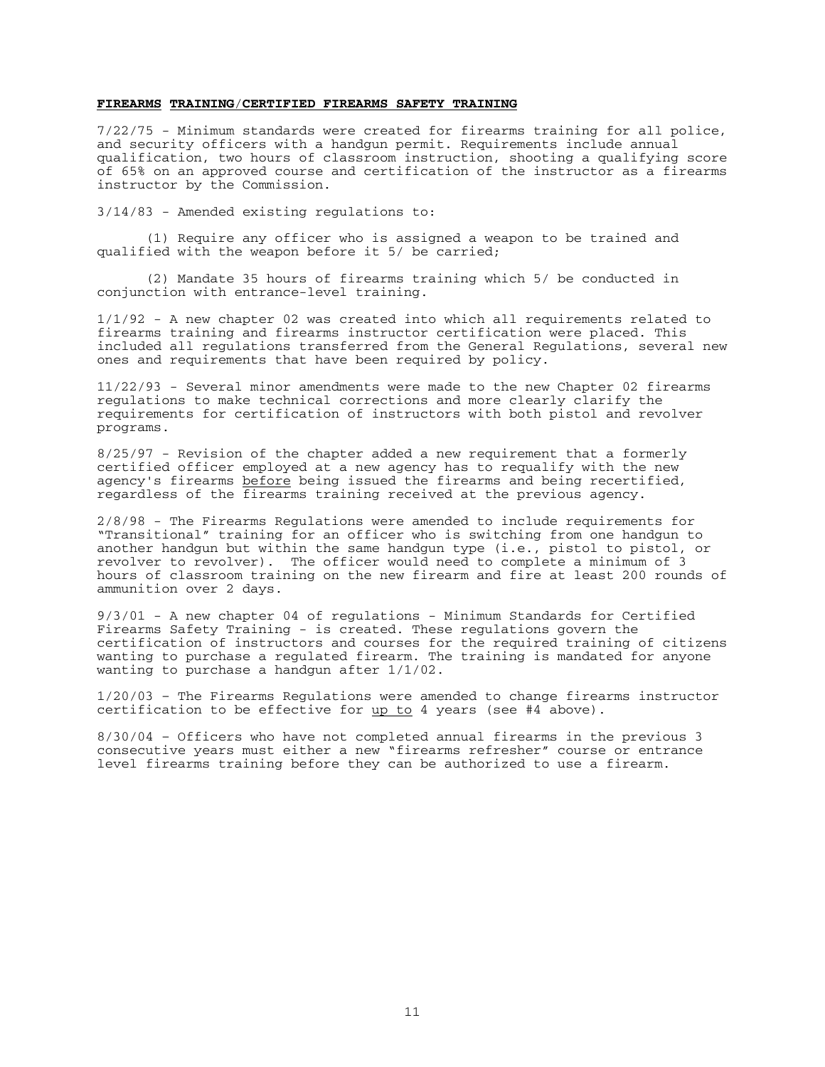**FIREARMS TRAINING/CERTIFIED FIREARMS SAFETY TRAINING**

7/22/75 - Minimum standards were created for firearms training for all police, and security officers with a handgun permit. Requirements include annual qualification, two hours of classroom instruction, shooting a qualifying score of 65% on an approved course and certification of the instructor as a firearms instructor by the Commission.

3/14/83 - Amended existing regulations to:

(1) Require any officer who is assigned a weapon to be trained and qualified with the weapon before it 5/ be carried;

(2) Mandate 35 hours of firearms training which 5/ be conducted in conjunction with entrance-level training.

1/1/92 - A new chapter 02 was created into which all requirements related to firearms training and firearms instructor certification were placed. This included all regulations transferred from the General Regulations, several new ones and requirements that have been required by policy.

11/22/93 - Several minor amendments were made to the new Chapter 02 firearms regulations to make technical corrections and more clearly clarify the requirements for certification of instructors with both pistol and revolver programs.

8/25/97 - Revision of the chapter added a new requirement that a formerly certified officer employed at a new agency has to requalify with the new agency's firearms <u>before</u> being issued the firearms and being recertified, regardless of the firearms training received at the previous agency.

2/8/98 - The Firearms Regulations were amended to include requirements for "Transitional" training for an officer who is switching from one handgun to another handgun but within the same handgun type (i.e., pistol to pistol, or revolver to revolver). The officer would need to complete a minimum of 3 hours of classroom training on the new firearm and fire at least 200 rounds of ammunition over 2 days.

9/3/01 - A new chapter 04 of regulations - Minimum Standards for Certified Firearms Safety Training - is created. These regulations govern the certification of instructors and courses for the required training of citizens wanting to purchase a regulated firearm. The training is mandated for anyone wanting to purchase a handgun after 1/1/02.

1/20/03 – The Firearms Regulations were amended to change firearms instructor certification to be effective for <u>up to</u> 4 years (see #4 above).

8/30/04 – Officers who have not completed annual firearms in the previous 3 consecutive years must either a new "firearms refresher" course or entrance level firearms training before they can be authorized to use a firearm.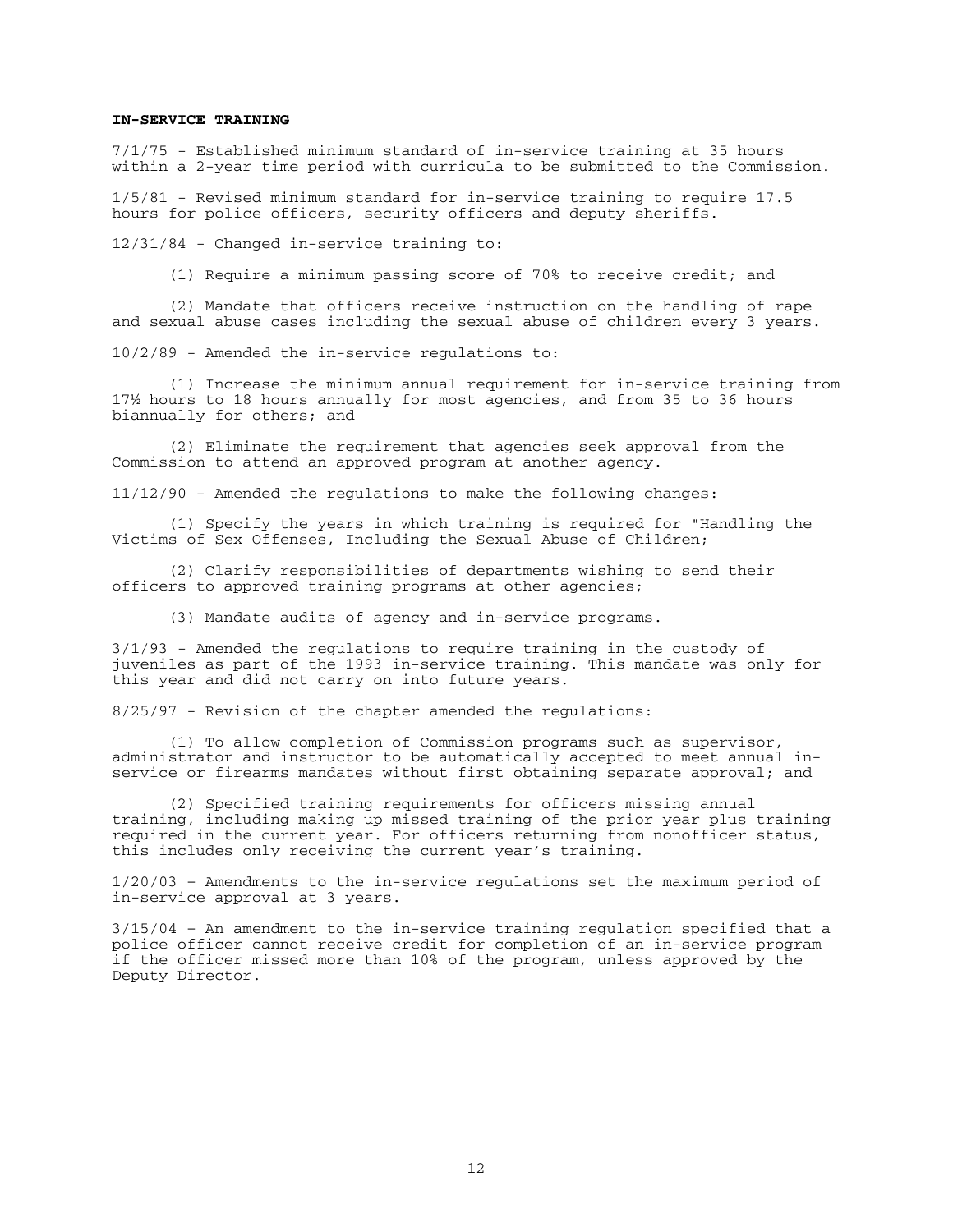**IN-SERVICE TRAINING**

7/1/75 - Established minimum standard of in-service training at 35 hours within a 2-year time period with curricula to be submitted to the Commission.

1/5/81 - Revised minimum standard for in-service training to require 17.5 hours for police officers, security officers and deputy sheriffs.

12/31/84 - Changed in-service training to:

(1) Require a minimum passing score of 70% to receive credit; and

(2) Mandate that officers receive instruction on the handling of rape and sexual abuse cases including the sexual abuse of children every 3 years.

10/2/89 - Amended the in-service regulations to:

(1) Increase the minimum annual requirement for in-service training from 17½ hours to 18 hours annually for most agencies, and from 35 to 36 hours biannually for others; and

(2) Eliminate the requirement that agencies seek approval from the Commission to attend an approved program at another agency.

11/12/90 - Amended the regulations to make the following changes:

(1) Specify the years in which training is required for "Handling the Victims of Sex Offenses, Including the Sexual Abuse of Children;

(2) Clarify responsibilities of departments wishing to send their officers to approved training programs at other agencies;

(3) Mandate audits of agency and in-service programs.

3/1/93 - Amended the regulations to require training in the custody of juveniles as part of the 1993 in-service training. This mandate was only for this year and did not carry on into future years.

8/25/97 - Revision of the chapter amended the regulations:

(1) To allow completion of Commission programs such as supervisor, administrator and instructor to be automatically accepted to meet annual in-service or firearms mandates without first obtaining separate approval; and

(2) Specified training requirements for officers missing annual training, including making up missed training of the prior year plus training required in the current year. For officers returning from nonofficer status, this includes only receiving the current year's training.

1/20/03 – Amendments to the in-service regulations set the maximum period of in-service approval at 3 years.

3/15/04 – An amendment to the in-service training regulation specified that a police officer cannot receive credit for completion of an in-service program if the officer missed more than 10% of the program, unless approved by the Deputy Director.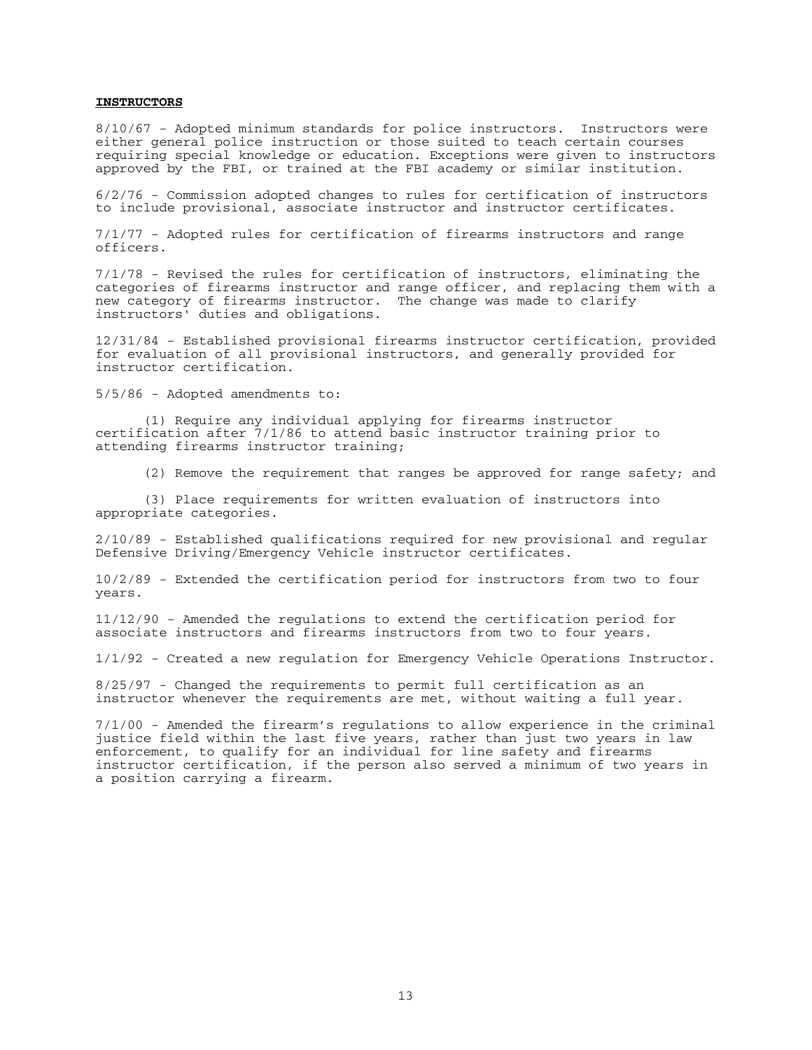**INSTRUCTORS**

8/10/67 - Adopted minimum standards for police instructors. Instructors were either general police instruction or those suited to teach certain courses requiring special knowledge or education. Exceptions were given to instructors approved by the FBI, or trained at the FBI academy or similar institution.

6/2/76 - Commission adopted changes to rules for certification of instructors to include provisional, associate instructor and instructor certificates.

7/1/77 - Adopted rules for certification of firearms instructors and range officers.

7/1/78 - Revised the rules for certification of instructors, eliminating the categories of firearms instructor and range officer, and replacing them with a new category of firearms instructor. The change was made to clarify instructors' duties and obligations.

12/31/84 - Established provisional firearms instructor certification, provided for evaluation of all provisional instructors, and generally provided for instructor certification.

5/5/86 - Adopted amendments to:

(1) Require any individual applying for firearms instructor certification after 7/1/86 to attend basic instructor training prior to attending firearms instructor training;

(2) Remove the requirement that ranges be approved for range safety; and

(3) Place requirements for written evaluation of instructors into appropriate categories.

2/10/89 - Established qualifications required for new provisional and regular Defensive Driving/Emergency Vehicle instructor certificates.

10/2/89 - Extended the certification period for instructors from two to four years.

11/12/90 - Amended the regulations to extend the certification period for associate instructors and firearms instructors from two to four years.

1/1/92 - Created a new regulation for Emergency Vehicle Operations Instructor.

8/25/97 - Changed the requirements to permit full certification as an instructor whenever the requirements are met, without waiting a full year.

7/1/00 - Amended the firearm's regulations to allow experience in the criminal justice field within the last five years, rather than just two years in law enforcement, to qualify for an individual for line safety and firearms instructor certification, if the person also served a minimum of two years in a position carrying a firearm.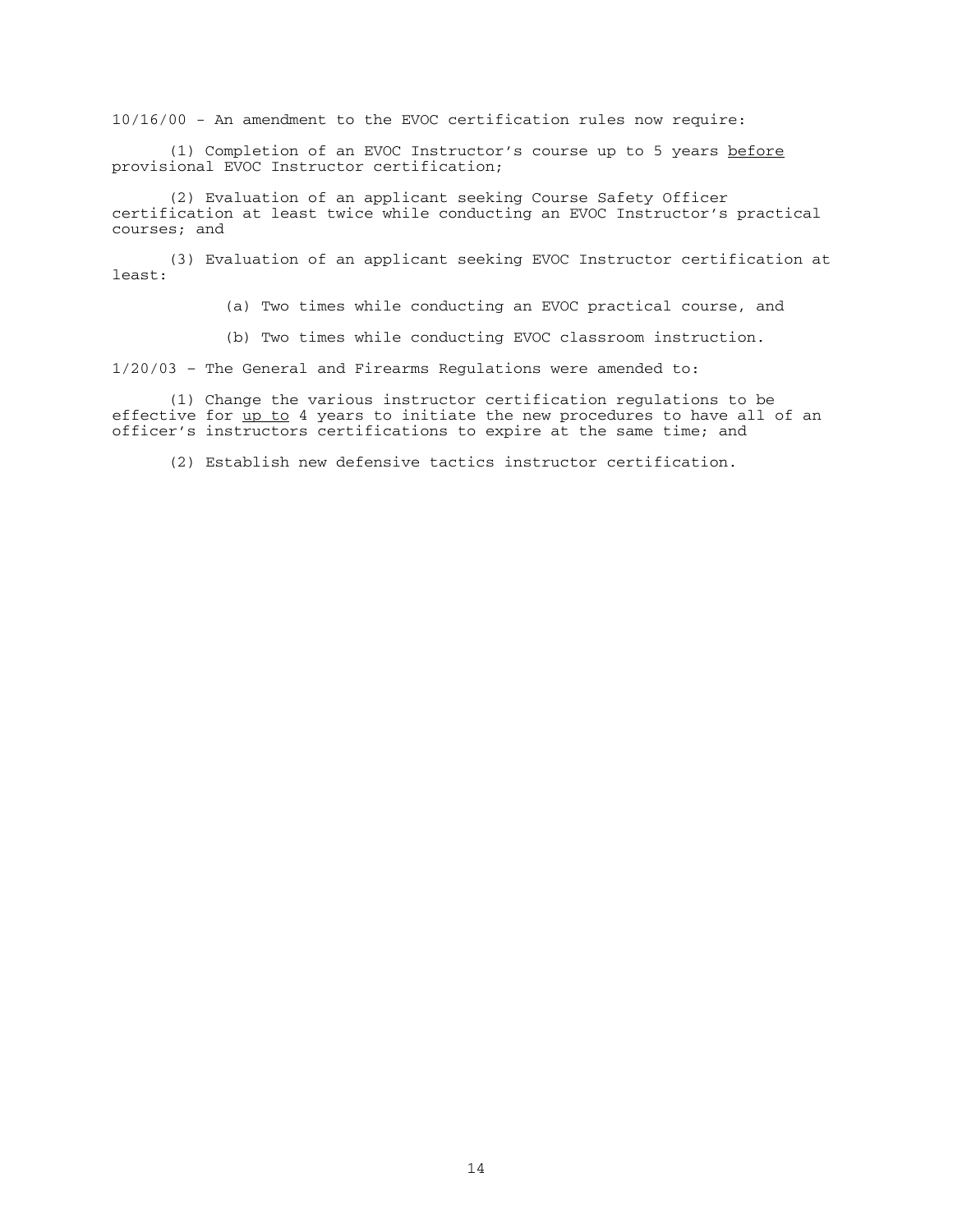10/16/00 - An amendment to the EVOC certification rules now require:

(1) Completion of an EVOC Instructor's course up to 5 years <u>before</u> provisional EVOC Instructor certification;

(2) Evaluation of an applicant seeking Course Safety Officer certification at least twice while conducting an EVOC Instructor's practical courses; and

(3) Evaluation of an applicant seeking EVOC Instructor certification at least:

(a) Two times while conducting an EVOC practical course, and

(b) Two times while conducting EVOC classroom instruction.

1/20/03 – The General and Firearms Regulations were amended to:

(1) Change the various instructor certification regulations to be effective for <u>up to</u> 4 years to initiate the new procedures to have all of an officer's instructors certifications to expire at the same time; and

(2) Establish new defensive tactics instructor certification.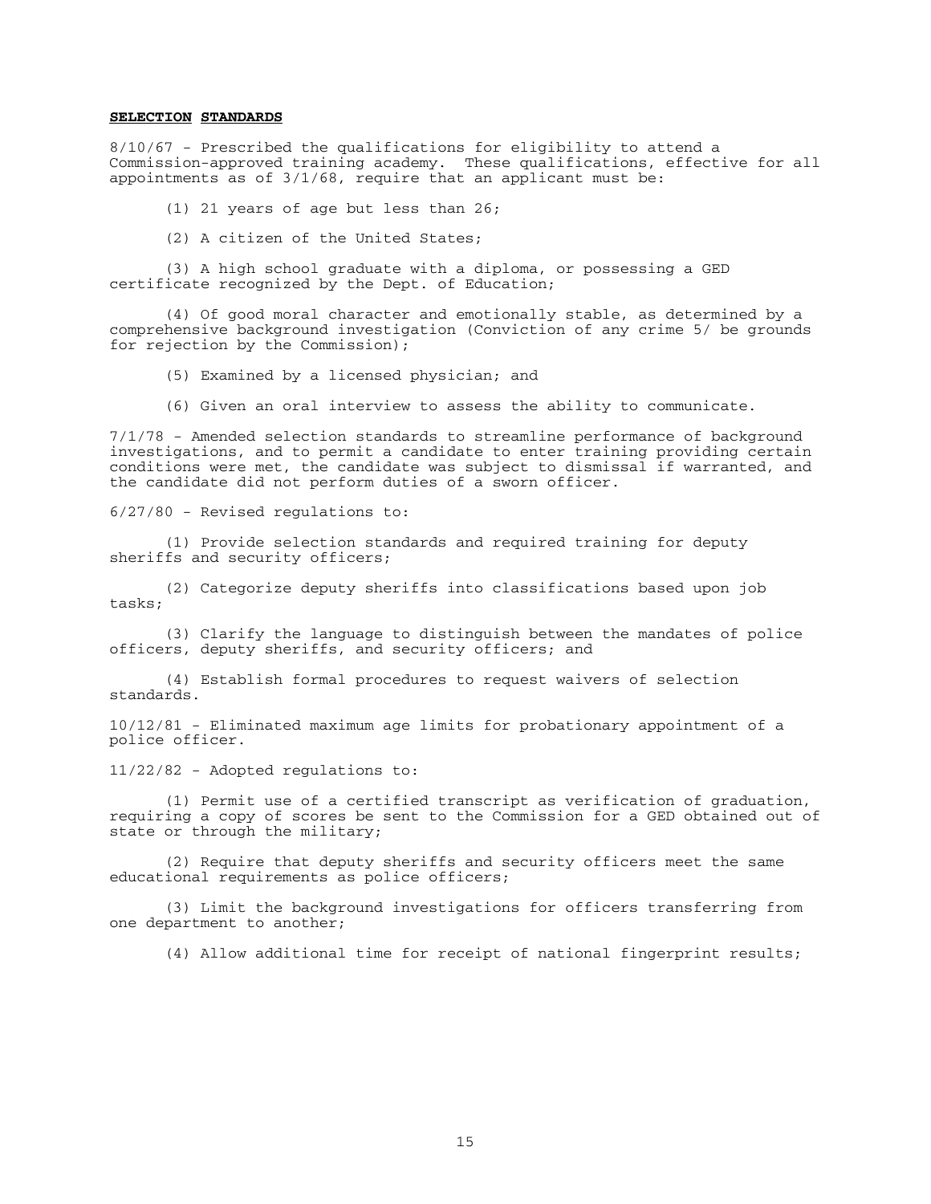**SELECTION STANDARDS**

8/10/67 - Prescribed the qualifications for eligibility to attend a Commission-approved training academy. These qualifications, effective for all appointments as of 3/1/68, require that an applicant must be:

(1) 21 years of age but less than 26;

(2) A citizen of the United States;

(3) A high school graduate with a diploma, or possessing a GED certificate recognized by the Dept. of Education;

(4) Of good moral character and emotionally stable, as determined by a comprehensive background investigation (Conviction of any crime 5/ be grounds for rejection by the Commission);

(5) Examined by a licensed physician; and

(6) Given an oral interview to assess the ability to communicate.

7/1/78 - Amended selection standards to streamline performance of background investigations, and to permit a candidate to enter training providing certain conditions were met, the candidate was subject to dismissal if warranted, and the candidate did not perform duties of a sworn officer.

6/27/80 - Revised regulations to:

(1) Provide selection standards and required training for deputy sheriffs and security officers;

(2) Categorize deputy sheriffs into classifications based upon job tasks;

(3) Clarify the language to distinguish between the mandates of police officers, deputy sheriffs, and security officers; and

(4) Establish formal procedures to request waivers of selection standards.

10/12/81 - Eliminated maximum age limits for probationary appointment of a police officer.

11/22/82 - Adopted regulations to:

(1) Permit use of a certified transcript as verification of graduation, requiring a copy of scores be sent to the Commission for a GED obtained out of state or through the military;

(2) Require that deputy sheriffs and security officers meet the same educational requirements as police officers;

(3) Limit the background investigations for officers transferring from one department to another;

(4) Allow additional time for receipt of national fingerprint results;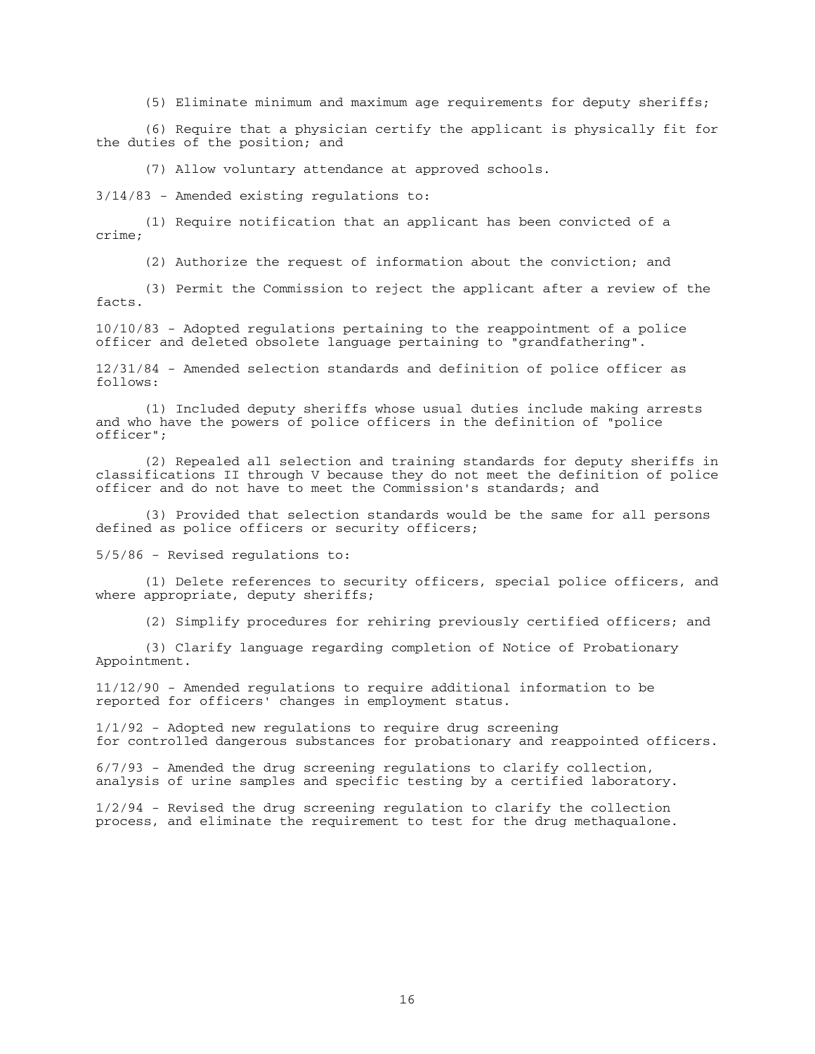(5) Eliminate minimum and maximum age requirements for deputy sheriffs;

(6) Require that a physician certify the applicant is physically fit for the duties of the position; and

(7) Allow voluntary attendance at approved schools.

3/14/83 - Amended existing regulations to:

(1) Require notification that an applicant has been convicted of a crime;

(2) Authorize the request of information about the conviction; and

(3) Permit the Commission to reject the applicant after a review of the facts.

10/10/83 - Adopted regulations pertaining to the reappointment of a police officer and deleted obsolete language pertaining to "grandfathering".

12/31/84 - Amended selection standards and definition of police officer as follows:

(1) Included deputy sheriffs whose usual duties include making arrests and who have the powers of police officers in the definition of "police officer";

(2) Repealed all selection and training standards for deputy sheriffs in classifications II through V because they do not meet the definition of police officer and do not have to meet the Commission's standards; and

(3) Provided that selection standards would be the same for all persons defined as police officers or security officers;

5/5/86 - Revised regulations to:

(1) Delete references to security officers, special police officers, and where appropriate, deputy sheriffs;

(2) Simplify procedures for rehiring previously certified officers; and

(3) Clarify language regarding completion of Notice of Probationary Appointment.

11/12/90 - Amended regulations to require additional information to be reported for officers' changes in employment status.

1/1/92 - Adopted new regulations to require drug screening for controlled dangerous substances for probationary and reappointed officers.

6/7/93 - Amended the drug screening regulations to clarify collection, analysis of urine samples and specific testing by a certified laboratory.

1/2/94 - Revised the drug screening regulation to clarify the collection process, and eliminate the requirement to test for the drug methaqualone.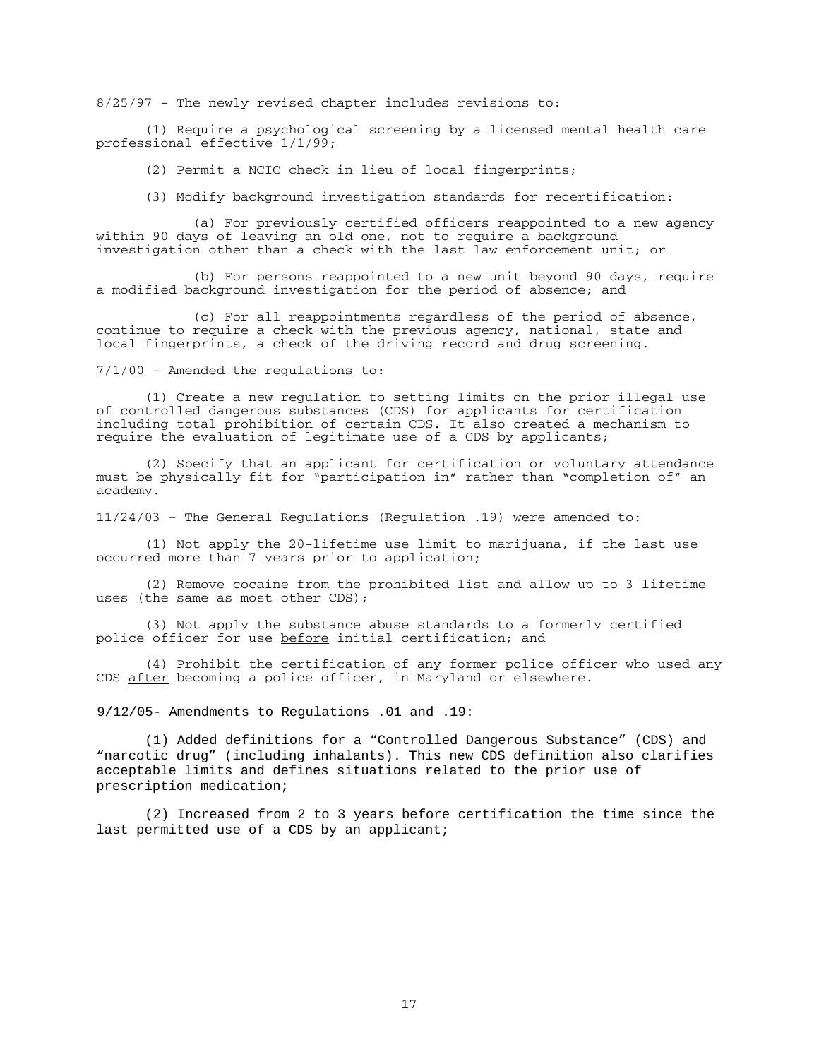8/25/97 - The newly revised chapter includes revisions to:

(1) Require a psychological screening by a licensed mental health care professional effective 1/1/99;

(2) Permit a NCIC check in lieu of local fingerprints;

(3) Modify background investigation standards for recertification:

(a) For previously certified officers reappointed to a new agency within 90 days of leaving an old one, not to require a background investigation other than a check with the last law enforcement unit; or

(b) For persons reappointed to a new unit beyond 90 days, require a modified background investigation for the period of absence; and

(c) For all reappointments regardless of the period of absence, continue to require a check with the previous agency, national, state and local fingerprints, a check of the driving record and drug screening.

7/1/00 - Amended the regulations to:

(1) Create a new regulation to setting limits on the prior illegal use of controlled dangerous substances (CDS) for applicants for certification including total prohibition of certain CDS. It also created a mechanism to require the evaluation of legitimate use of a CDS by applicants;

(2) Specify that an applicant for certification or voluntary attendance must be physically fit for "participation in" rather than "completion of" an academy.

11/24/03 – The General Regulations (Regulation .19) were amended to:

(1) Not apply the 20-lifetime use limit to marijuana, if the last use occurred more than 7 years prior to application;

(2) Remove cocaine from the prohibited list and allow up to 3 lifetime uses (the same as most other CDS);

(3) Not apply the substance abuse standards to a formerly certified police officer for use <u>before</u> initial certification; and

(4) Prohibit the certification of any former police officer who used any CDS <u>after</u> becoming a police officer, in Maryland or elsewhere.

9/12/05- Amendments to Regulations .01 and .19:

(1) Added definitions for a "Controlled Dangerous Substance" (CDS) and "narcotic drug" (including inhalants). This new CDS definition also clarifies acceptable limits and defines situations related to the prior use of prescription medication;

(2) Increased from 2 to 3 years before certification the time since the last permitted use of a CDS by an applicant;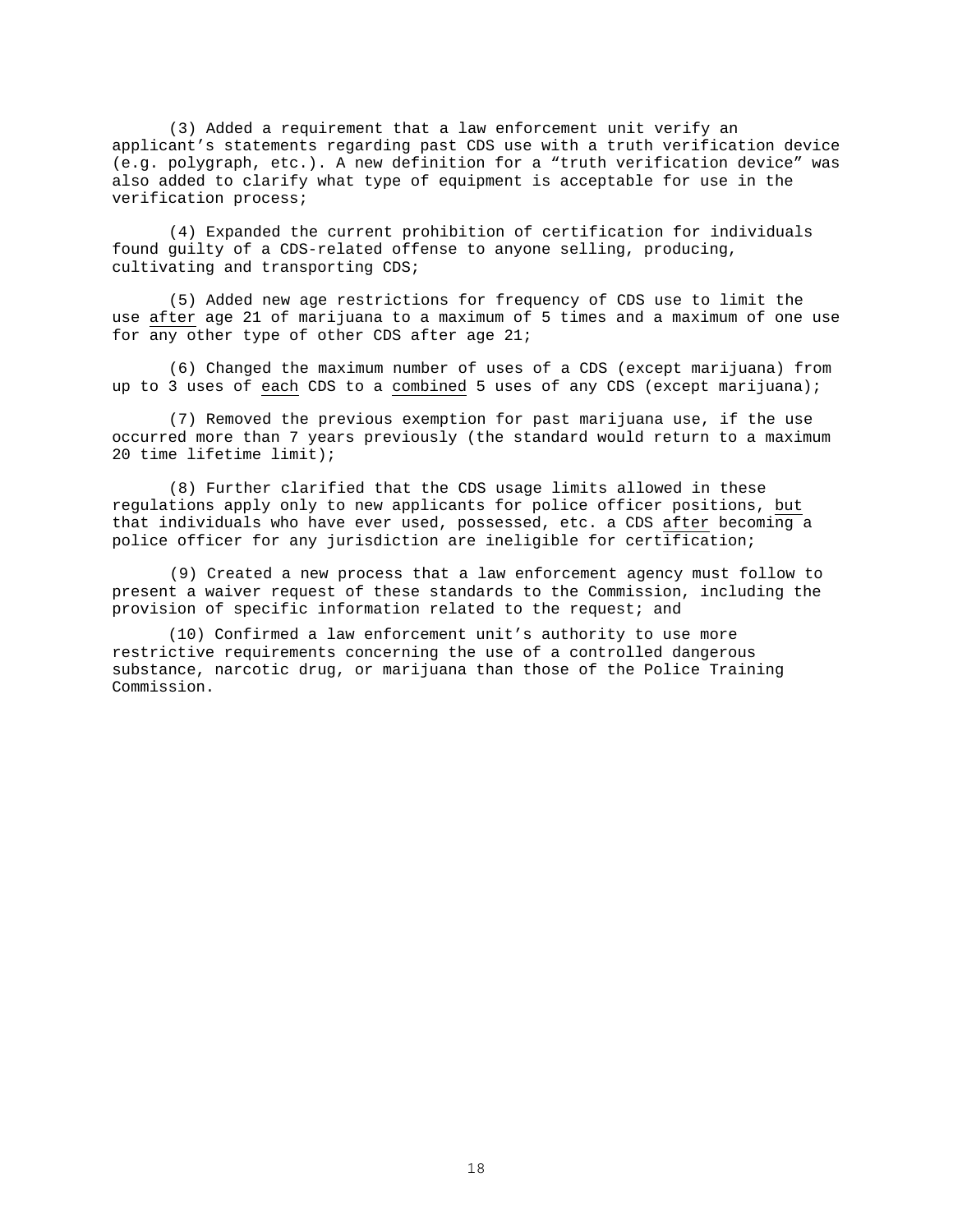(3) Added a requirement that a law enforcement unit verify an applicant's statements regarding past CDS use with a truth verification device (e.g. polygraph, etc.). A new definition for a "truth verification device" was also added to clarify what type of equipment is acceptable for use in the verification process;

(4) Expanded the current prohibition of certification for individuals found guilty of a CDS-related offense to anyone selling, producing, cultivating and transporting CDS;

(5) Added new age restrictions for frequency of CDS use to limit the use <u>after</u> age 21 of marijuana to a maximum of 5 times and a maximum of one use for any other type of other CDS after age 21;

(6) Changed the maximum number of uses of a CDS (except marijuana) from up to 3 uses of <u>each</u> CDS to a <u>combined</u> 5 uses of any CDS (except marijuana);

(7) Removed the previous exemption for past marijuana use, if the use occurred more than 7 years previously (the standard would return to a maximum 20 time lifetime limit);

(8) Further clarified that the CDS usage limits allowed in these regulations apply only to new applicants for police officer positions, <u>but</u> that individuals who have ever used, possessed, etc. a CDS <u>after</u> becoming a police officer for any jurisdiction are ineligible for certification;

(9) Created a new process that a law enforcement agency must follow to present a waiver request of these standards to the Commission, including the provision of specific information related to the request; and

(10) Confirmed a law enforcement unit's authority to use more restrictive requirements concerning the use of a controlled dangerous substance, narcotic drug, or marijuana than those of the Police Training Commission.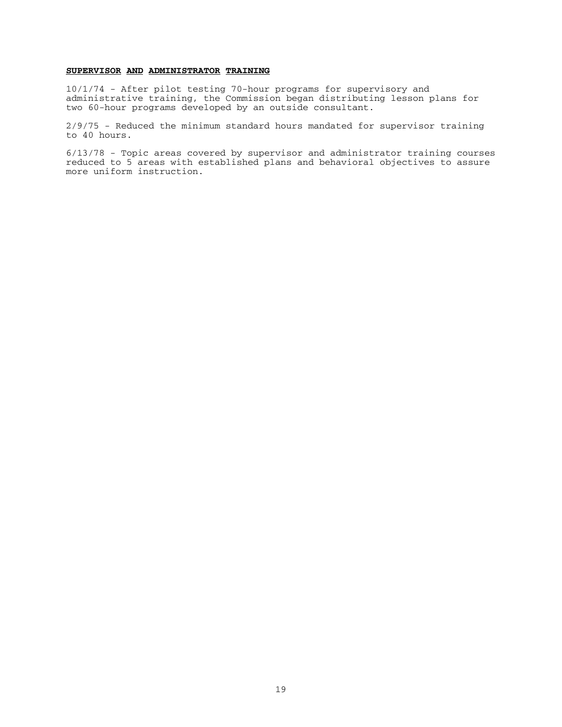## SUPERVISOR AND ADMINISTRATOR TRAINING

10/1/74 - After pilot testing 70-hour programs for supervisory and administrative training, the Commission began distributing lesson plans for two 60-hour programs developed by an outside consultant.

2/9/75 - Reduced the minimum standard hours mandated for supervisor training to 40 hours.

6/13/78 - Topic areas covered by supervisor and administrator training courses reduced to 5 areas with established plans and behavioral objectives to assure more uniform instruction.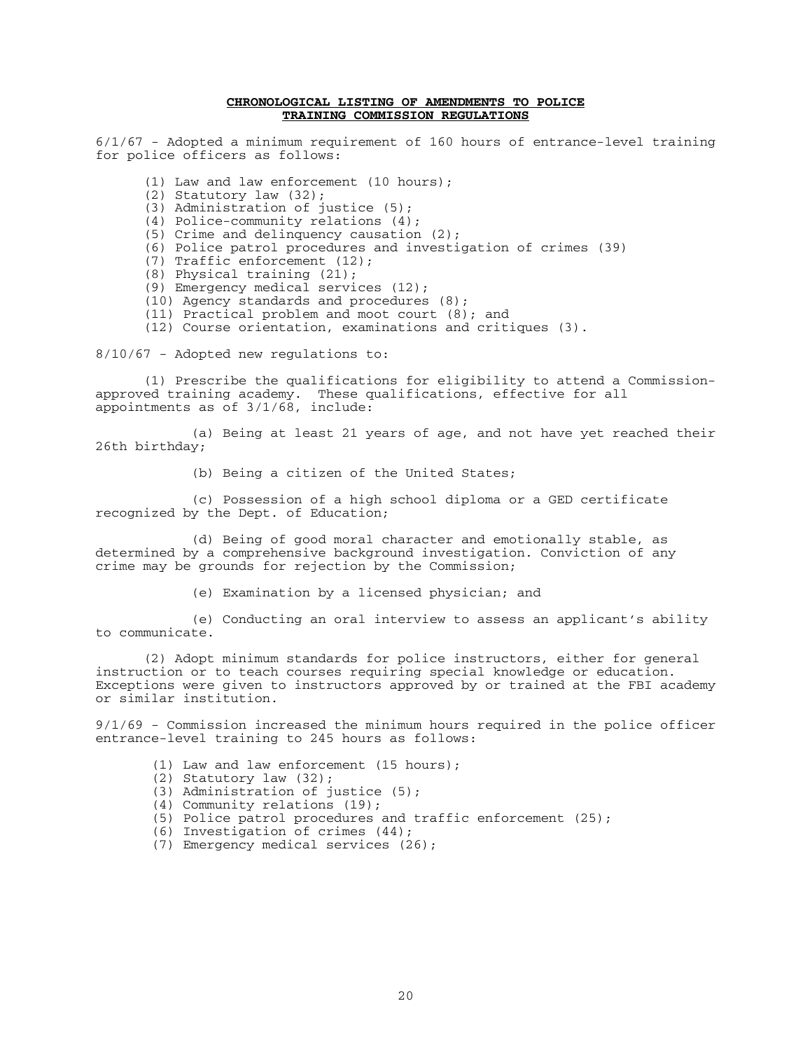**CHRONOLOGICAL LISTING OF AMENDMENTS TO POLICE TRAINING COMMISSION REGULATIONS**

6/1/67 - Adopted a minimum requirement of 160 hours of entrance-level training for police officers as follows:

(1) Law and law enforcement (10 hours);
(2) Statutory law (32);
(3) Administration of justice (5);
(4) Police-community relations (4);
(5) Crime and delinquency causation (2);
(6) Police patrol procedures and investigation of crimes (39)
(7) Traffic enforcement (12);
(8) Physical training (21);
(9) Emergency medical services (12);
(10) Agency standards and procedures (8);
(11) Practical problem and moot court (8); and
(12) Course orientation, examinations and critiques (3).

8/10/67 - Adopted new regulations to:

(1) Prescribe the qualifications for eligibility to attend a Commission-approved training academy. These qualifications, effective for all appointments as of 3/1/68, include:

(a) Being at least 21 years of age, and not have yet reached their 26th birthday;

(b) Being a citizen of the United States;

(c) Possession of a high school diploma or a GED certificate recognized by the Dept. of Education;

(d) Being of good moral character and emotionally stable, as determined by a comprehensive background investigation. Conviction of any crime may be grounds for rejection by the Commission;

(e) Examination by a licensed physician; and

(e) Conducting an oral interview to assess an applicant's ability to communicate.

(2) Adopt minimum standards for police instructors, either for general instruction or to teach courses requiring special knowledge or education. Exceptions were given to instructors approved by or trained at the FBI academy or similar institution.

9/1/69 - Commission increased the minimum hours required in the police officer entrance-level training to 245 hours as follows:

(1) Law and law enforcement (15 hours);
(2) Statutory law (32);
(3) Administration of justice (5);
(4) Community relations (19);
(5) Police patrol procedures and traffic enforcement (25);
(6) Investigation of crimes (44);
(7) Emergency medical services (26);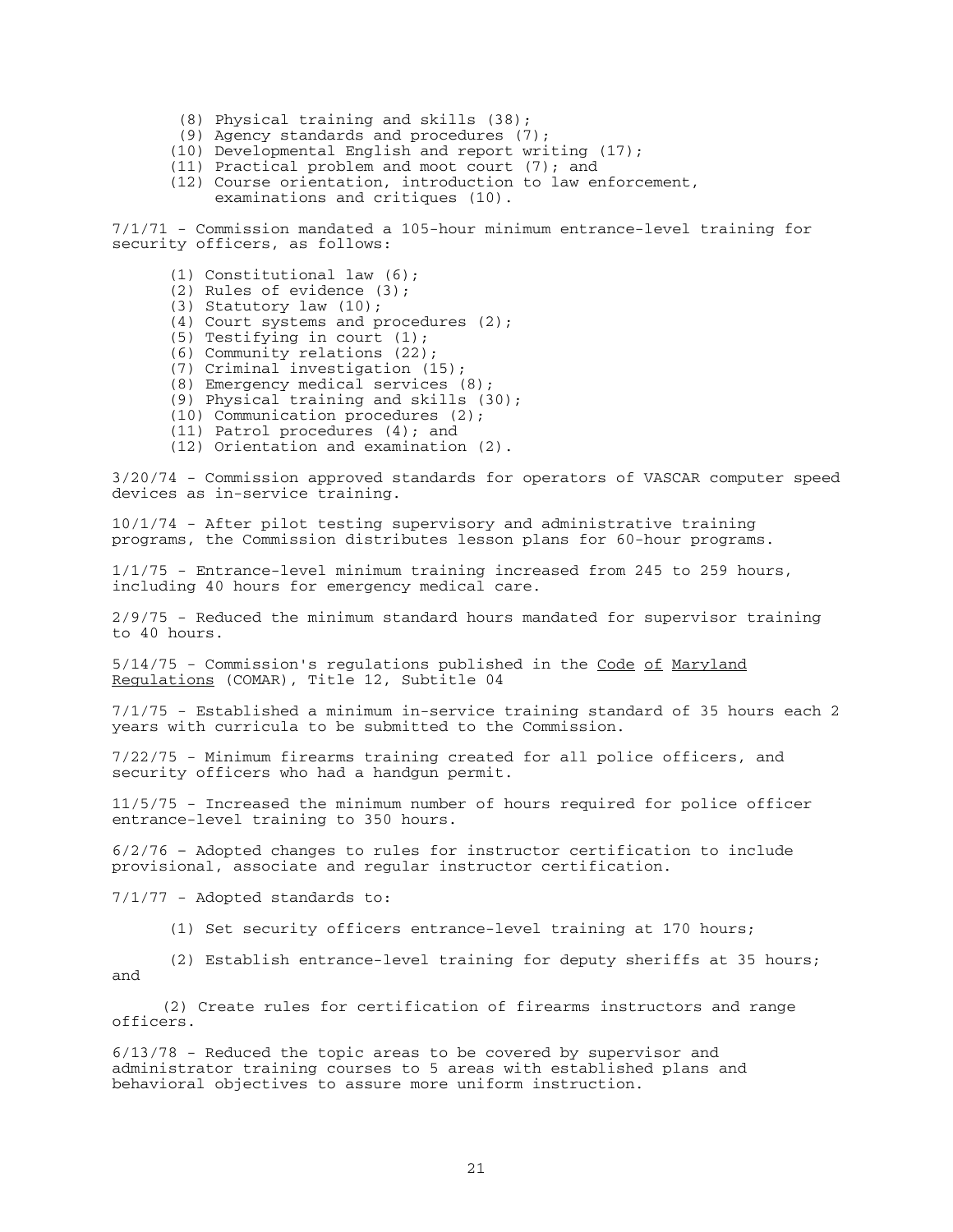(8) Physical training and skills (38);
(9) Agency standards and procedures (7);
(10) Developmental English and report writing (17);
(11) Practical problem and moot court (7); and
(12) Course orientation, introduction to law enforcement, examinations and critiques (10).

7/1/71 - Commission mandated a 105-hour minimum entrance-level training for security officers, as follows:

(1) Constitutional law (6);
(2) Rules of evidence (3);
(3) Statutory law (10);
(4) Court systems and procedures (2);
(5) Testifying in court (1);
(6) Community relations (22);
(7) Criminal investigation (15);
(8) Emergency medical services (8);
(9) Physical training and skills (30);
(10) Communication procedures (2);
(11) Patrol procedures (4); and
(12) Orientation and examination (2).

3/20/74 - Commission approved standards for operators of VASCAR computer speed devices as in-service training.

10/1/74 - After pilot testing supervisory and administrative training programs, the Commission distributes lesson plans for 60-hour programs.

1/1/75 - Entrance-level minimum training increased from 245 to 259 hours, including 40 hours for emergency medical care.

2/9/75 - Reduced the minimum standard hours mandated for supervisor training to 40 hours.

5/14/75 - Commission's regulations published in the Code of Maryland Regulations (COMAR), Title 12, Subtitle 04

7/1/75 - Established a minimum in-service training standard of 35 hours each 2 years with curricula to be submitted to the Commission.

7/22/75 - Minimum firearms training created for all police officers, and security officers who had a handgun permit.

11/5/75 - Increased the minimum number of hours required for police officer entrance-level training to 350 hours.

6/2/76 – Adopted changes to rules for instructor certification to include provisional, associate and regular instructor certification.

7/1/77 - Adopted standards to:

(1) Set security officers entrance-level training at 170 hours;

(2) Establish entrance-level training for deputy sheriffs at 35 hours; and

(2) Create rules for certification of firearms instructors and range officers.

6/13/78 - Reduced the topic areas to be covered by supervisor and administrator training courses to 5 areas with established plans and behavioral objectives to assure more uniform instruction.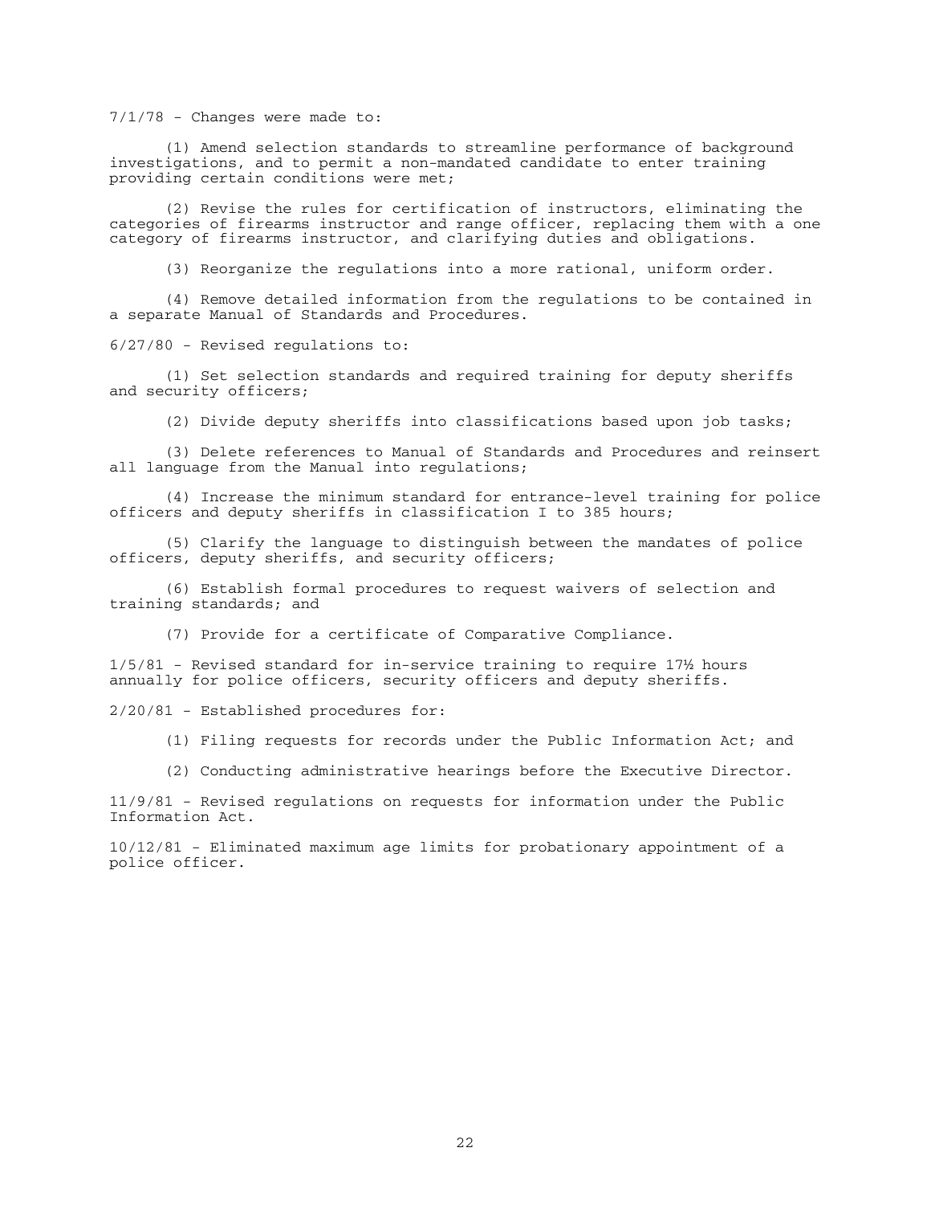7/1/78 - Changes were made to:

(1) Amend selection standards to streamline performance of background investigations, and to permit a non-mandated candidate to enter training providing certain conditions were met;

(2) Revise the rules for certification of instructors, eliminating the categories of firearms instructor and range officer, replacing them with a one category of firearms instructor, and clarifying duties and obligations.

(3) Reorganize the regulations into a more rational, uniform order.

(4) Remove detailed information from the regulations to be contained in a separate Manual of Standards and Procedures.

6/27/80 - Revised regulations to:

(1) Set selection standards and required training for deputy sheriffs and security officers;

(2) Divide deputy sheriffs into classifications based upon job tasks;

(3) Delete references to Manual of Standards and Procedures and reinsert all language from the Manual into regulations;

(4) Increase the minimum standard for entrance-level training for police officers and deputy sheriffs in classification I to 385 hours;

(5) Clarify the language to distinguish between the mandates of police officers, deputy sheriffs, and security officers;

(6) Establish formal procedures to request waivers of selection and training standards; and

(7) Provide for a certificate of Comparative Compliance.

1/5/81 - Revised standard for in-service training to require 17½ hours annually for police officers, security officers and deputy sheriffs.

2/20/81 - Established procedures for:

(1) Filing requests for records under the Public Information Act; and

(2) Conducting administrative hearings before the Executive Director.

11/9/81 - Revised regulations on requests for information under the Public Information Act.

10/12/81 - Eliminated maximum age limits for probationary appointment of a police officer.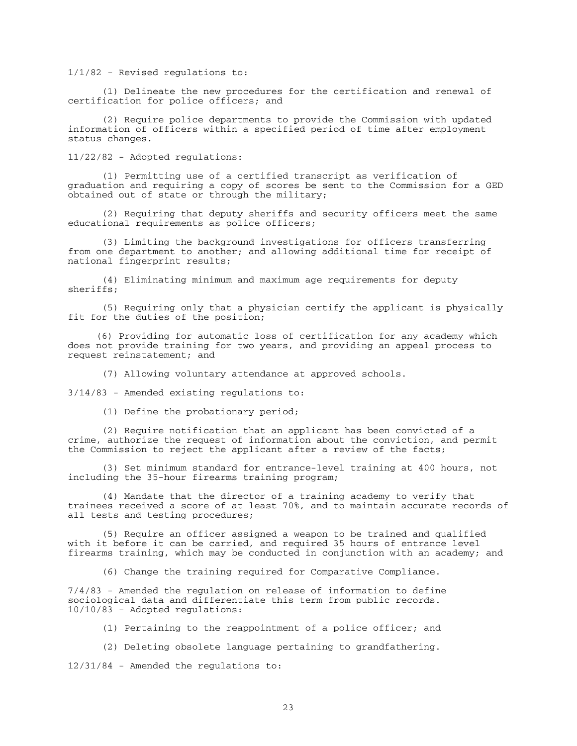1/1/82 - Revised regulations to:

(1) Delineate the new procedures for the certification and renewal of certification for police officers; and

(2) Require police departments to provide the Commission with updated information of officers within a specified period of time after employment status changes.

11/22/82 - Adopted regulations:

(1) Permitting use of a certified transcript as verification of graduation and requiring a copy of scores be sent to the Commission for a GED obtained out of state or through the military;

(2) Requiring that deputy sheriffs and security officers meet the same educational requirements as police officers;

(3) Limiting the background investigations for officers transferring from one department to another; and allowing additional time for receipt of national fingerprint results;

(4) Eliminating minimum and maximum age requirements for deputy sheriffs;

(5) Requiring only that a physician certify the applicant is physically fit for the duties of the position;

(6) Providing for automatic loss of certification for any academy which does not provide training for two years, and providing an appeal process to request reinstatement; and

(7) Allowing voluntary attendance at approved schools.

3/14/83 - Amended existing regulations to:

(1) Define the probationary period;

(2) Require notification that an applicant has been convicted of a crime, authorize the request of information about the conviction, and permit the Commission to reject the applicant after a review of the facts;

(3) Set minimum standard for entrance-level training at 400 hours, not including the 35-hour firearms training program;

(4) Mandate that the director of a training academy to verify that trainees received a score of at least 70%, and to maintain accurate records of all tests and testing procedures;

(5) Require an officer assigned a weapon to be trained and qualified with it before it can be carried, and required 35 hours of entrance level firearms training, which may be conducted in conjunction with an academy; and

(6) Change the training required for Comparative Compliance.

7/4/83 - Amended the regulation on release of information to define sociological data and differentiate this term from public records.

10/10/83 - Adopted regulations:

(1) Pertaining to the reappointment of a police officer; and

(2) Deleting obsolete language pertaining to grandfathering.

12/31/84 - Amended the regulations to: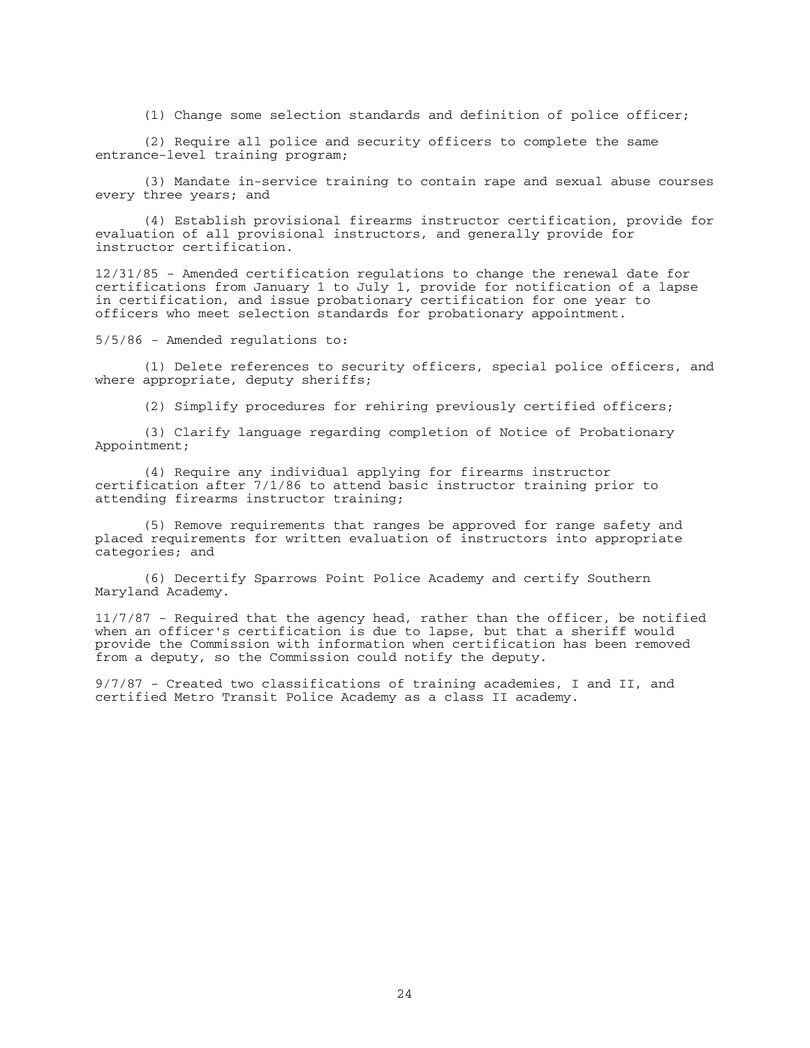(1) Change some selection standards and definition of police officer;

(2) Require all police and security officers to complete the same entrance-level training program;

(3) Mandate in-service training to contain rape and sexual abuse courses every three years; and

(4) Establish provisional firearms instructor certification, provide for evaluation of all provisional instructors, and generally provide for instructor certification.

12/31/85 - Amended certification regulations to change the renewal date for certifications from January 1 to July 1, provide for notification of a lapse in certification, and issue probationary certification for one year to officers who meet selection standards for probationary appointment.

5/5/86 - Amended regulations to:

(1) Delete references to security officers, special police officers, and where appropriate, deputy sheriffs;

(2) Simplify procedures for rehiring previously certified officers;

(3) Clarify language regarding completion of Notice of Probationary Appointment;

(4) Require any individual applying for firearms instructor certification after 7/1/86 to attend basic instructor training prior to attending firearms instructor training;

(5) Remove requirements that ranges be approved for range safety and placed requirements for written evaluation of instructors into appropriate categories; and

(6) Decertify Sparrows Point Police Academy and certify Southern Maryland Academy.

11/7/87 - Required that the agency head, rather than the officer, be notified when an officer's certification is due to lapse, but that a sheriff would provide the Commission with information when certification has been removed from a deputy, so the Commission could notify the deputy.

9/7/87 - Created two classifications of training academies, I and II, and certified Metro Transit Police Academy as a class II academy.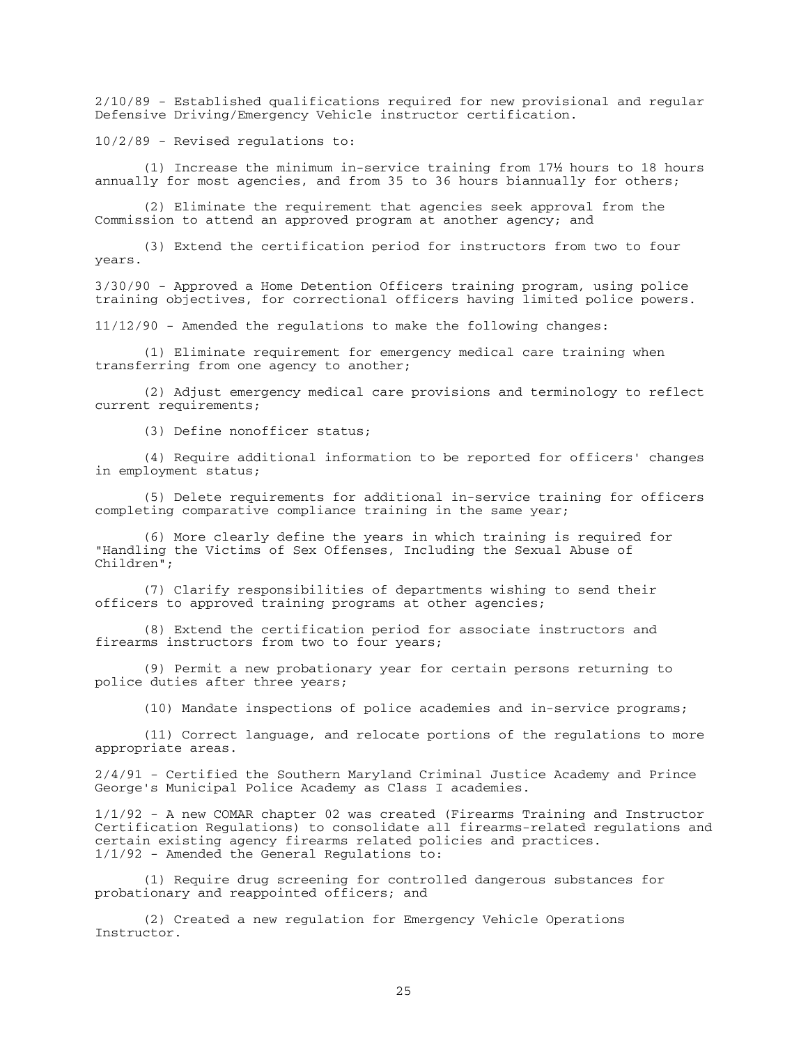2/10/89 - Established qualifications required for new provisional and regular Defensive Driving/Emergency Vehicle instructor certification.

10/2/89 - Revised regulations to:

(1) Increase the minimum in-service training from 17½ hours to 18 hours annually for most agencies, and from 35 to 36 hours biannually for others;

(2) Eliminate the requirement that agencies seek approval from the Commission to attend an approved program at another agency; and

(3) Extend the certification period for instructors from two to four years.

3/30/90 - Approved a Home Detention Officers training program, using police training objectives, for correctional officers having limited police powers.

11/12/90 - Amended the regulations to make the following changes:

(1) Eliminate requirement for emergency medical care training when transferring from one agency to another;

(2) Adjust emergency medical care provisions and terminology to reflect current requirements;

(3) Define nonofficer status;

(4) Require additional information to be reported for officers' changes in employment status;

(5) Delete requirements for additional in-service training for officers completing comparative compliance training in the same year;

(6) More clearly define the years in which training is required for "Handling the Victims of Sex Offenses, Including the Sexual Abuse of Children";

(7) Clarify responsibilities of departments wishing to send their officers to approved training programs at other agencies;

(8) Extend the certification period for associate instructors and firearms instructors from two to four years;

(9) Permit a new probationary year for certain persons returning to police duties after three years;

(10) Mandate inspections of police academies and in-service programs;

(11) Correct language, and relocate portions of the regulations to more appropriate areas.

2/4/91 - Certified the Southern Maryland Criminal Justice Academy and Prince George's Municipal Police Academy as Class I academies.

1/1/92 - A new COMAR chapter 02 was created (Firearms Training and Instructor Certification Regulations) to consolidate all firearms-related regulations and certain existing agency firearms related policies and practices.
1/1/92 - Amended the General Regulations to:

(1) Require drug screening for controlled dangerous substances for probationary and reappointed officers; and

(2) Created a new regulation for Emergency Vehicle Operations Instructor.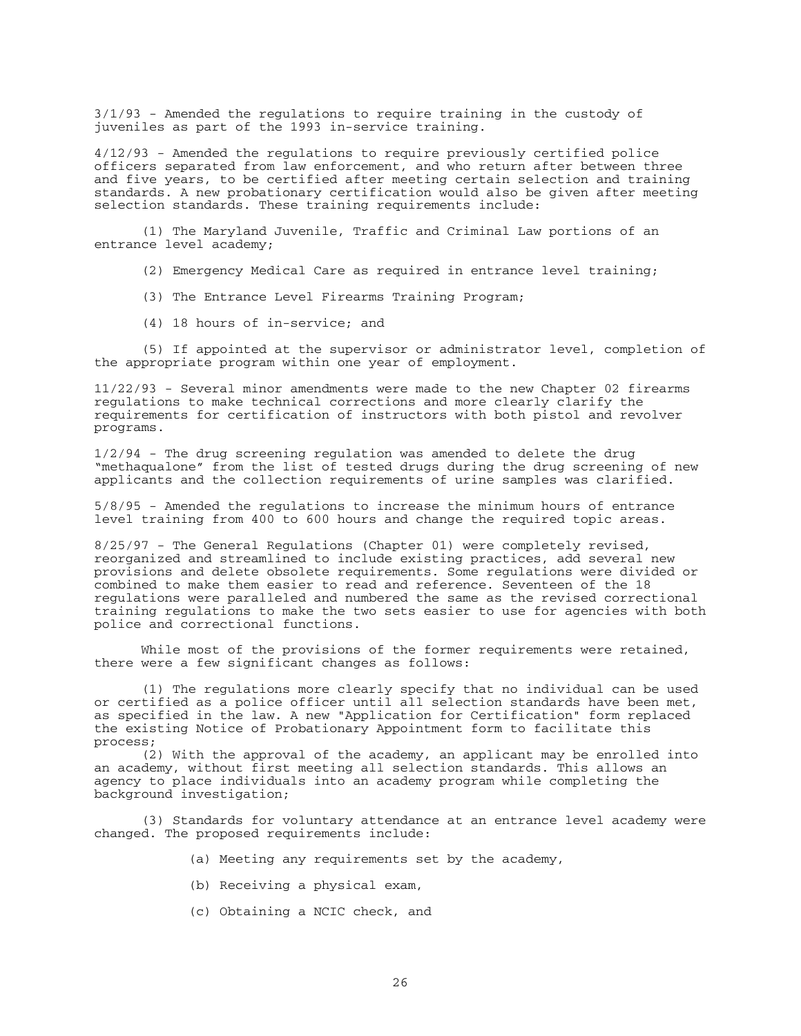3/1/93 - Amended the regulations to require training in the custody of juveniles as part of the 1993 in-service training.

4/12/93 - Amended the regulations to require previously certified police officers separated from law enforcement, and who return after between three and five years, to be certified after meeting certain selection and training standards. A new probationary certification would also be given after meeting selection standards. These training requirements include:

(1) The Maryland Juvenile, Traffic and Criminal Law portions of an entrance level academy;

(2) Emergency Medical Care as required in entrance level training;

(3) The Entrance Level Firearms Training Program;

(4) 18 hours of in-service; and

(5) If appointed at the supervisor or administrator level, completion of the appropriate program within one year of employment.

11/22/93 - Several minor amendments were made to the new Chapter 02 firearms regulations to make technical corrections and more clearly clarify the requirements for certification of instructors with both pistol and revolver programs.

1/2/94 - The drug screening regulation was amended to delete the drug "methaqualone" from the list of tested drugs during the drug screening of new applicants and the collection requirements of urine samples was clarified.

5/8/95 - Amended the regulations to increase the minimum hours of entrance level training from 400 to 600 hours and change the required topic areas.

8/25/97 - The General Regulations (Chapter 01) were completely revised, reorganized and streamlined to include existing practices, add several new provisions and delete obsolete requirements. Some regulations were divided or combined to make them easier to read and reference. Seventeen of the 18 regulations were paralleled and numbered the same as the revised correctional training regulations to make the two sets easier to use for agencies with both police and correctional functions.

While most of the provisions of the former requirements were retained, there were a few significant changes as follows:

(1) The regulations more clearly specify that no individual can be used or certified as a police officer until all selection standards have been met, as specified in the law. A new "Application for Certification" form replaced the existing Notice of Probationary Appointment form to facilitate this process;

(2) With the approval of the academy, an applicant may be enrolled into an academy, without first meeting all selection standards. This allows an agency to place individuals into an academy program while completing the background investigation;

(3) Standards for voluntary attendance at an entrance level academy were changed. The proposed requirements include:

(a) Meeting any requirements set by the academy,

(b) Receiving a physical exam,

(c) Obtaining a NCIC check, and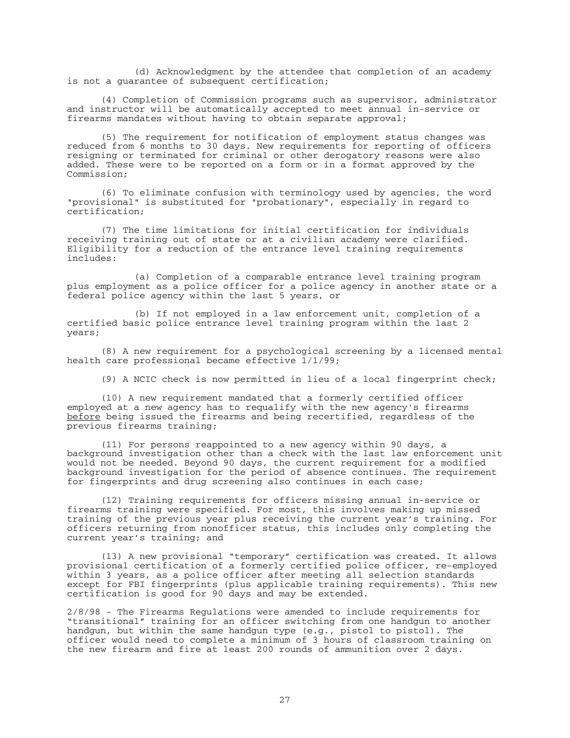(d) Acknowledgment by the attendee that completion of an academy is not a guarantee of subsequent certification;

(4) Completion of Commission programs such as supervisor, administrator and instructor will be automatically accepted to meet annual in-service or firearms mandates without having to obtain separate approval;

(5) The requirement for notification of employment status changes was reduced from 6 months to 30 days. New requirements for reporting of officers resigning or terminated for criminal or other derogatory reasons were also added. These were to be reported on a form or in a format approved by the Commission;

(6) To eliminate confusion with terminology used by agencies, the word "provisional" is substituted for "probationary", especially in regard to certification;

(7) The time limitations for initial certification for individuals receiving training out of state or at a civilian academy were clarified. Eligibility for a reduction of the entrance level training requirements includes:

(a) Completion of a comparable entrance level training program plus employment as a police officer for a police agency in another state or a federal police agency within the last 5 years, or

(b) If not employed in a law enforcement unit, completion of a certified basic police entrance level training program within the last 2 years;

(8) A new requirement for a psychological screening by a licensed mental health care professional became effective 1/1/99;

(9) A NCIC check is now permitted in lieu of a local fingerprint check;

(10) A new requirement mandated that a formerly certified officer employed at a new agency has to requalify with the new agency's firearms <u>before</u> being issued the firearms and being recertified, regardless of the previous firearms training;

(11) For persons reappointed to a new agency within 90 days, a background investigation other than a check with the last law enforcement unit would not be needed. Beyond 90 days, the current requirement for a modified background investigation for the period of absence continues. The requirement for fingerprints and drug screening also continues in each case;

(12) Training requirements for officers missing annual in-service or firearms training were specified. For most, this involves making up missed training of the previous year plus receiving the current year's training. For officers returning from nonofficer status, this includes only completing the current year's training; and

(13) A new provisional "temporary" certification was created. It allows provisional certification of a formerly certified police officer, re-employed within 3 years, as a police officer after meeting all selection standards except for FBI fingerprints (plus applicable training requirements). This new certification is good for 90 days and may be extended.

2/8/98 - The Firearms Regulations were amended to include requirements for "transitional" training for an officer switching from one handgun to another handgun, but within the same handgun type (e.g., pistol to pistol). The officer would need to complete a minimum of 3 hours of classroom training on the new firearm and fire at least 200 rounds of ammunition over 2 days.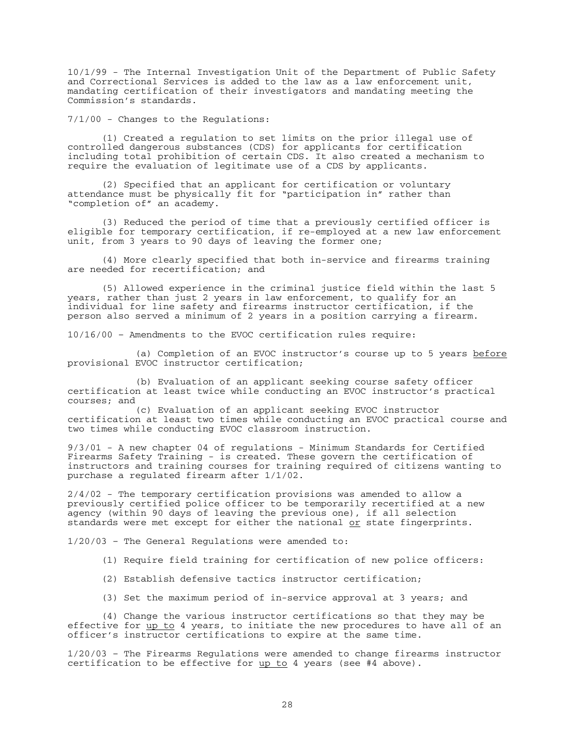10/1/99 - The Internal Investigation Unit of the Department of Public Safety and Correctional Services is added to the law as a law enforcement unit, mandating certification of their investigators and mandating meeting the Commission's standards.

7/1/00 - Changes to the Regulations:

(1) Created a regulation to set limits on the prior illegal use of controlled dangerous substances (CDS) for applicants for certification including total prohibition of certain CDS. It also created a mechanism to require the evaluation of legitimate use of a CDS by applicants.

(2) Specified that an applicant for certification or voluntary attendance must be physically fit for "participation in" rather than "completion of" an academy.

(3) Reduced the period of time that a previously certified officer is eligible for temporary certification, if re-employed at a new law enforcement unit, from 3 years to 90 days of leaving the former one;

(4) More clearly specified that both in-service and firearms training are needed for recertification; and

(5) Allowed experience in the criminal justice field within the last 5 years, rather than just 2 years in law enforcement, to qualify for an individual for line safety and firearms instructor certification, if the person also served a minimum of 2 years in a position carrying a firearm.

10/16/00 – Amendments to the EVOC certification rules require:

(a) Completion of an EVOC instructor's course up to 5 years <u>before</u> provisional EVOC instructor certification;

(b) Evaluation of an applicant seeking course safety officer certification at least twice while conducting an EVOC instructor's practical courses; and

(c) Evaluation of an applicant seeking EVOC instructor certification at least two times while conducting an EVOC practical course and two times while conducting EVOC classroom instruction.

9/3/01 - A new chapter 04 of regulations - Minimum Standards for Certified Firearms Safety Training - is created. These govern the certification of instructors and training courses for training required of citizens wanting to purchase a regulated firearm after 1/1/02.

2/4/02 - The temporary certification provisions was amended to allow a previously certified police officer to be temporarily recertified at a new agency (within 90 days of leaving the previous one), if all selection standards were met except for either the national <u>or</u> state fingerprints.

1/20/03 – The General Regulations were amended to:

(1) Require field training for certification of new police officers:

(2) Establish defensive tactics instructor certification;

(3) Set the maximum period of in-service approval at 3 years; and

(4) Change the various instructor certifications so that they may be effective for <u>up to</u> 4 years, to initiate the new procedures to have all of an officer's instructor certifications to expire at the same time.

1/20/03 – The Firearms Regulations were amended to change firearms instructor certification to be effective for <u>up to</u> 4 years (see #4 above).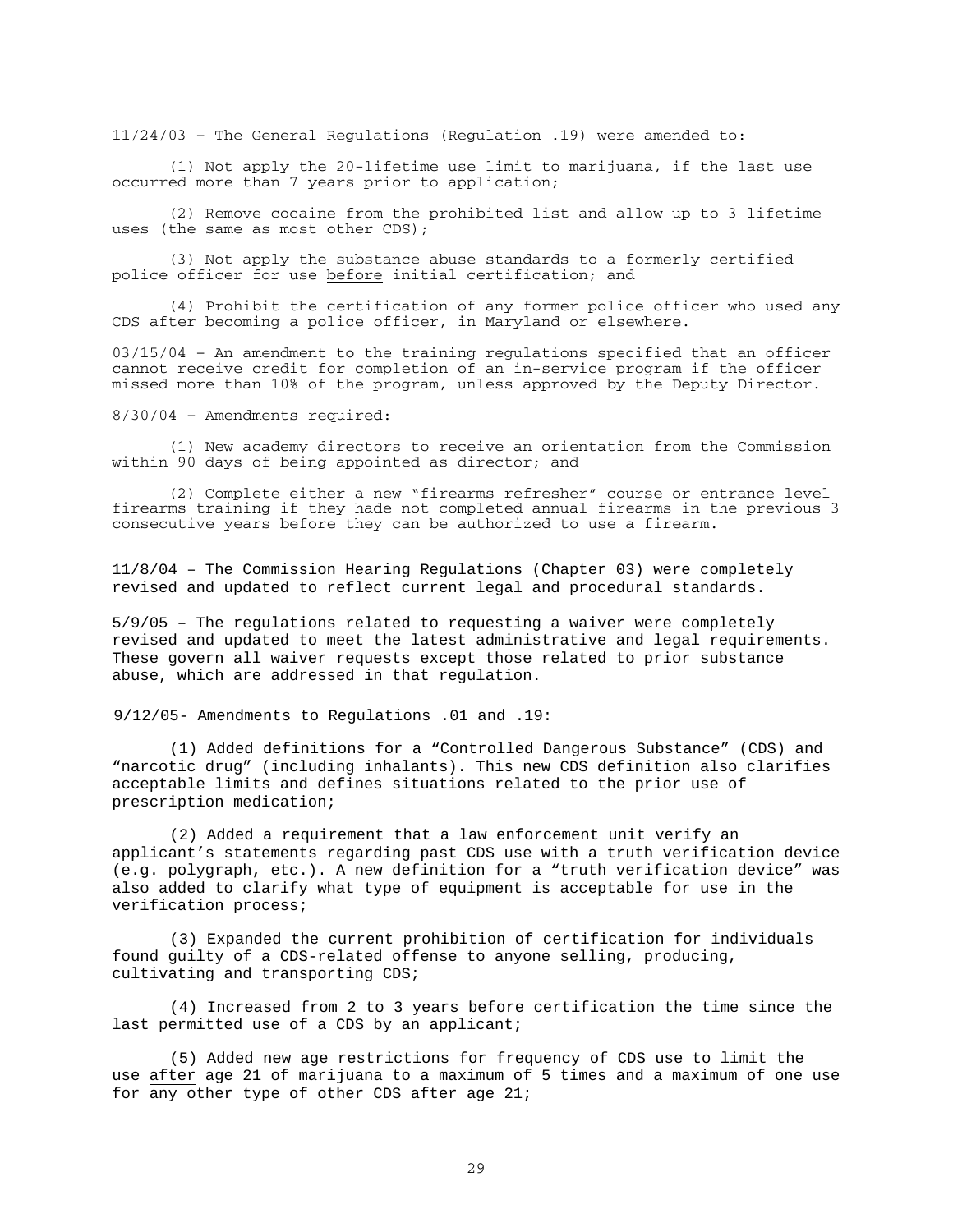11/24/03 – The General Regulations (Regulation .19) were amended to:

(1) Not apply the 20-lifetime use limit to marijuana, if the last use occurred more than 7 years prior to application;

(2) Remove cocaine from the prohibited list and allow up to 3 lifetime uses (the same as most other CDS);

(3) Not apply the substance abuse standards to a formerly certified police officer for use <u>before</u> initial certification; and

(4) Prohibit the certification of any former police officer who used any CDS <u>after</u> becoming a police officer, in Maryland or elsewhere.

03/15/04 – An amendment to the training regulations specified that an officer cannot receive credit for completion of an in-service program if the officer missed more than 10% of the program, unless approved by the Deputy Director.

8/30/04 – Amendments required:

(1) New academy directors to receive an orientation from the Commission within 90 days of being appointed as director; and

(2) Complete either a new "firearms refresher" course or entrance level firearms training if they had not completed annual firearms in the previous 3 consecutive years before they can be authorized to use a firearm.

11/8/04 – The Commission Hearing Regulations (Chapter 03) were completely revised and updated to reflect current legal and procedural standards.

5/9/05 – The regulations related to requesting a waiver were completely revised and updated to meet the latest administrative and legal requirements. These govern all waiver requests except those related to prior substance abuse, which are addressed in that regulation.

9/12/05- Amendments to Regulations .01 and .19:

(1) Added definitions for a "Controlled Dangerous Substance" (CDS) and "narcotic drug" (including inhalants). This new CDS definition also clarifies acceptable limits and defines situations related to the prior use of prescription medication;

(2) Added a requirement that a law enforcement unit verify an applicant's statements regarding past CDS use with a truth verification device (e.g. polygraph, etc.). A new definition for a "truth verification device" was also added to clarify what type of equipment is acceptable for use in the verification process;

(3) Expanded the current prohibition of certification for individuals found guilty of a CDS-related offense to anyone selling, producing, cultivating and transporting CDS;

(4) Increased from 2 to 3 years before certification the time since the last permitted use of a CDS by an applicant;

(5) Added new age restrictions for frequency of CDS use to limit the use <u>after</u> age 21 of marijuana to a maximum of 5 times and a maximum of one use for <u>any</u> other type of other CDS after age 21;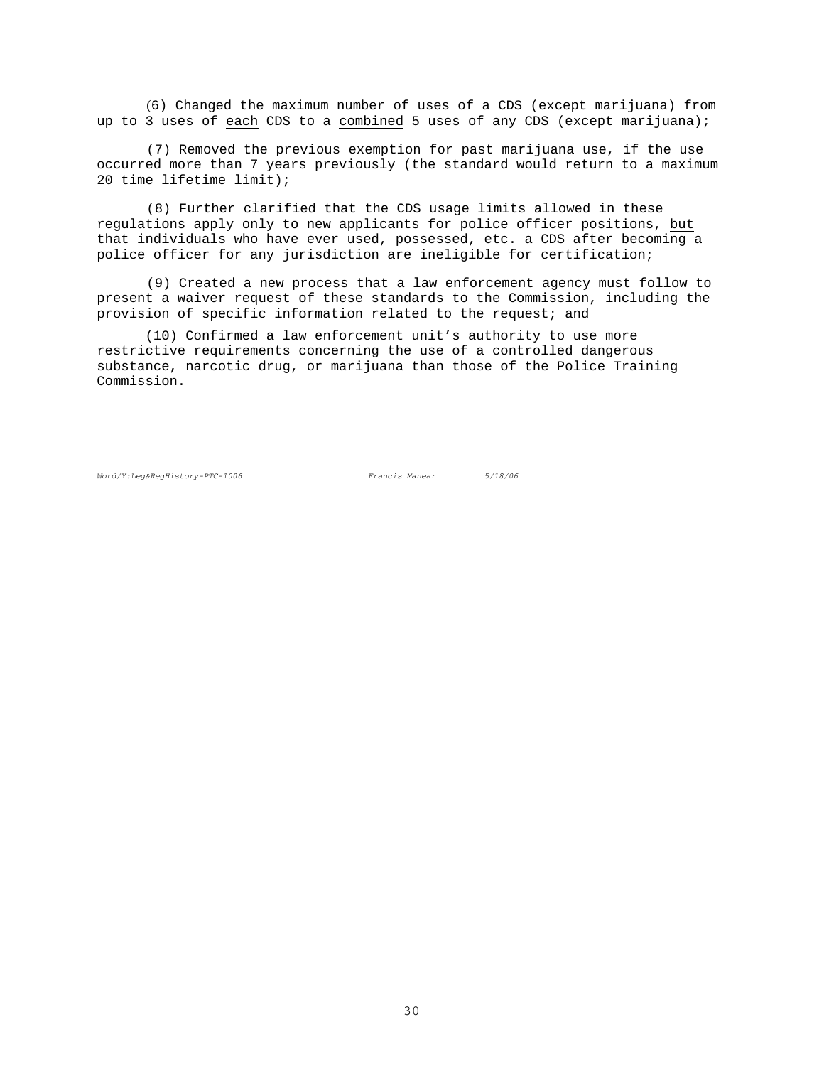(6) Changed the maximum number of uses of a CDS (except marijuana) from up to 3 uses of <u>each</u> CDS to a <u>combined</u> 5 uses of any CDS (except marijuana);

(7) Removed the previous exemption for past marijuana use, if the use occurred more than 7 years previously (the standard would return to a maximum 20 time lifetime limit);

(8) Further clarified that the CDS usage limits allowed in these regulations apply only to new applicants for police officer positions, <u>but</u> that individuals who have ever used, possessed, etc. a CDS <u>after</u> becoming a police officer for any jurisdiction are ineligible for certification;

(9) Created a new process that a law enforcement agency must follow to present a waiver request of these standards to the Commission, including the provision of specific information related to the request; and

(10) Confirmed a law enforcement unit's authority to use more restrictive requirements concerning the use of a controlled dangerous substance, narcotic drug, or marijuana than those of the Police Training Commission.

*Word/Y:Leg&RegHistory-PTC-1006* *Francis Manear* *5/18/06*